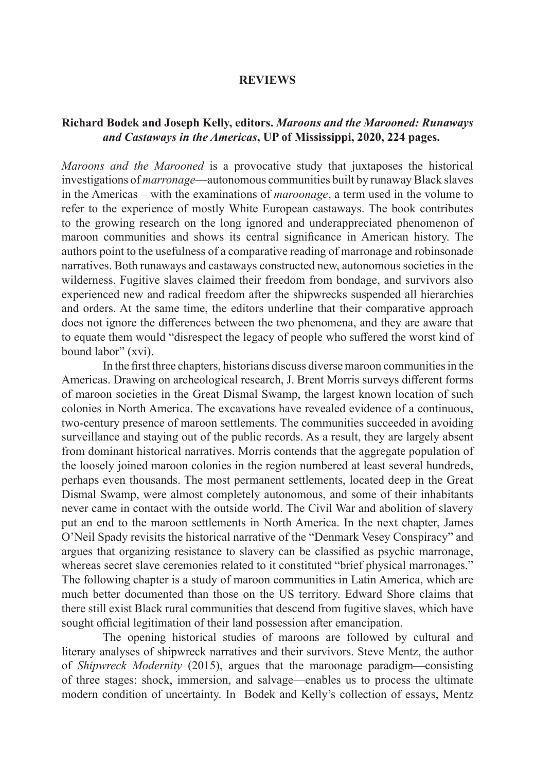## REVIEWS

### Richard Bodek and Joseph Kelly, editors. *Maroons and the Marooned: Runaways and Castaways in the Americas*, UP of Mississippi, 2020, 224 pages.

*Maroons and the Marooned* is a provocative study that juxtaposes the historical investigations of *marronage*—autonomous communities built by runaway Black slaves in the Americas – with the examinations of *maroonage*, a term used in the volume to refer to the experience of mostly White European castaways. The book contributes to the growing research on the long ignored and underappreciated phenomenon of maroon communities and shows its central significance in American history. The authors point to the usefulness of a comparative reading of marronage and robinsonade narratives. Both runaways and castaways constructed new, autonomous societies in the wilderness. Fugitive slaves claimed their freedom from bondage, and survivors also experienced new and radical freedom after the shipwrecks suspended all hierarchies and orders. At the same time, the editors underline that their comparative approach does not ignore the differences between the two phenomena, and they are aware that to equate them would "disrespect the legacy of people who suffered the worst kind of bound labor" (xvi).

In the first three chapters, historians discuss diverse maroon communities in the Americas. Drawing on archeological research, J. Brent Morris surveys different forms of maroon societies in the Great Dismal Swamp, the largest known location of such colonies in North America. The excavations have revealed evidence of a continuous, two-century presence of maroon settlements. The communities succeeded in avoiding surveillance and staying out of the public records. As a result, they are largely absent from dominant historical narratives. Morris contends that the aggregate population of the loosely joined maroon colonies in the region numbered at least several hundreds, perhaps even thousands. The most permanent settlements, located deep in the Great Dismal Swamp, were almost completely autonomous, and some of their inhabitants never came in contact with the outside world. The Civil War and abolition of slavery put an end to the maroon settlements in North America. In the next chapter, James O'Neil Spady revisits the historical narrative of the "Denmark Vesey Conspiracy" and argues that organizing resistance to slavery can be classified as psychic marronage, whereas secret slave ceremonies related to it constituted "brief physical marronages." The following chapter is a study of maroon communities in Latin America, which are much better documented than those on the US territory. Edward Shore claims that there still exist Black rural communities that descend from fugitive slaves, which have sought official legitimation of their land possession after emancipation.

The opening historical studies of maroons are followed by cultural and literary analyses of shipwreck narratives and their survivors. Steve Mentz, the author of *Shipwreck Modernity* (2015), argues that the maroonage paradigm—consisting of three stages: shock, immersion, and salvage—enables us to process the ultimate modern condition of uncertainty. In Bodek and Kelly's collection of essays, Mentz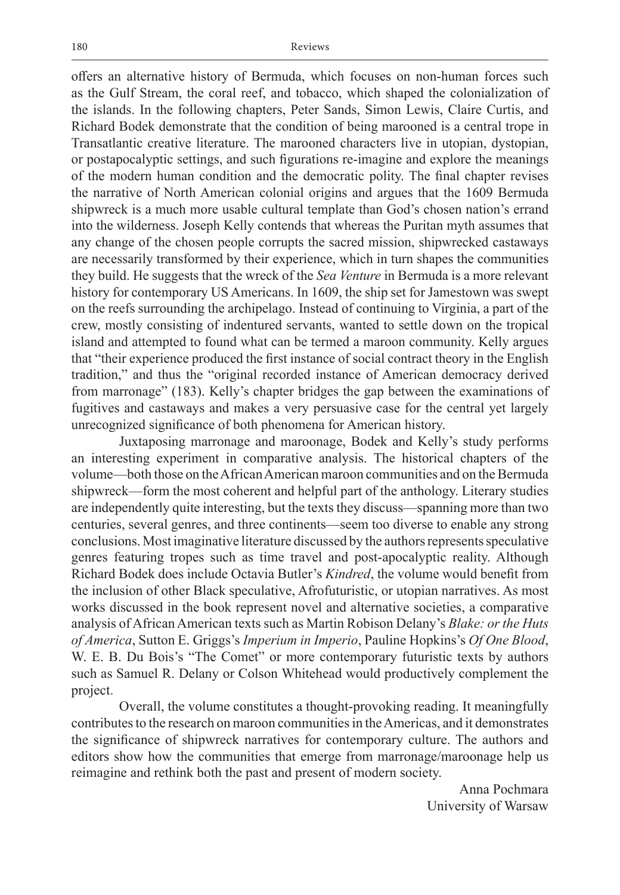offers an alternative history of Bermuda, which focuses on non-human forces such as the Gulf Stream, the coral reef, and tobacco, which shaped the colonialization of the islands. In the following chapters, Peter Sands, Simon Lewis, Claire Curtis, and Richard Bodek demonstrate that the condition of being marooned is a central trope in Transatlantic creative literature. The marooned characters live in utopian, dystopian, or postapocalyptic settings, and such figurations re-imagine and explore the meanings of the modern human condition and the democratic polity. The final chapter revises the narrative of North American colonial origins and argues that the 1609 Bermuda shipwreck is a much more usable cultural template than God's chosen nation's errand into the wilderness. Joseph Kelly contends that whereas the Puritan myth assumes that any change of the chosen people corrupts the sacred mission, shipwrecked castaways are necessarily transformed by their experience, which in turn shapes the communities they build. He suggests that the wreck of the *Sea Venture* in Bermuda is a more relevant history for contemporary US Americans. In 1609, the ship set for Jamestown was swept on the reefs surrounding the archipelago. Instead of continuing to Virginia, a part of the crew, mostly consisting of indentured servants, wanted to settle down on the tropical island and attempted to found what can be termed a maroon community. Kelly argues that "their experience produced the first instance of social contract theory in the English tradition," and thus the "original recorded instance of American democracy derived from marronage" (183). Kelly's chapter bridges the gap between the examinations of fugitives and castaways and makes a very persuasive case for the central yet largely unrecognized significance of both phenomena for American history.

Juxtaposing marronage and maroonage, Bodek and Kelly's study performs an interesting experiment in comparative analysis. The historical chapters of the volume—both those on the African American maroon communities and on the Bermuda shipwreck—form the most coherent and helpful part of the anthology. Literary studies are independently quite interesting, but the texts they discuss—spanning more than two centuries, several genres, and three continents—seem too diverse to enable any strong conclusions. Most imaginative literature discussed by the authors represents speculative genres featuring tropes such as time travel and post-apocalyptic reality. Although Richard Bodek does include Octavia Butler's *Kindred*, the volume would benefit from the inclusion of other Black speculative, Afrofuturistic, or utopian narratives. As most works discussed in the book represent novel and alternative societies, a comparative analysis of African American texts such as Martin Robison Delany's *Blake: or the Huts of America*, Sutton E. Griggs's *Imperium in Imperio*, Pauline Hopkins's *Of One Blood*, W. E. B. Du Bois's "The Comet" or more contemporary futuristic texts by authors such as Samuel R. Delany or Colson Whitehead would productively complement the project.

Overall, the volume constitutes a thought-provoking reading. It meaningfully contributes to the research on maroon communities in the Americas, and it demonstrates the significance of shipwreck narratives for contemporary culture. The authors and editors show how the communities that emerge from marronage/maroonage help us reimagine and rethink both the past and present of modern society.

Anna Pochmara
University of Warsaw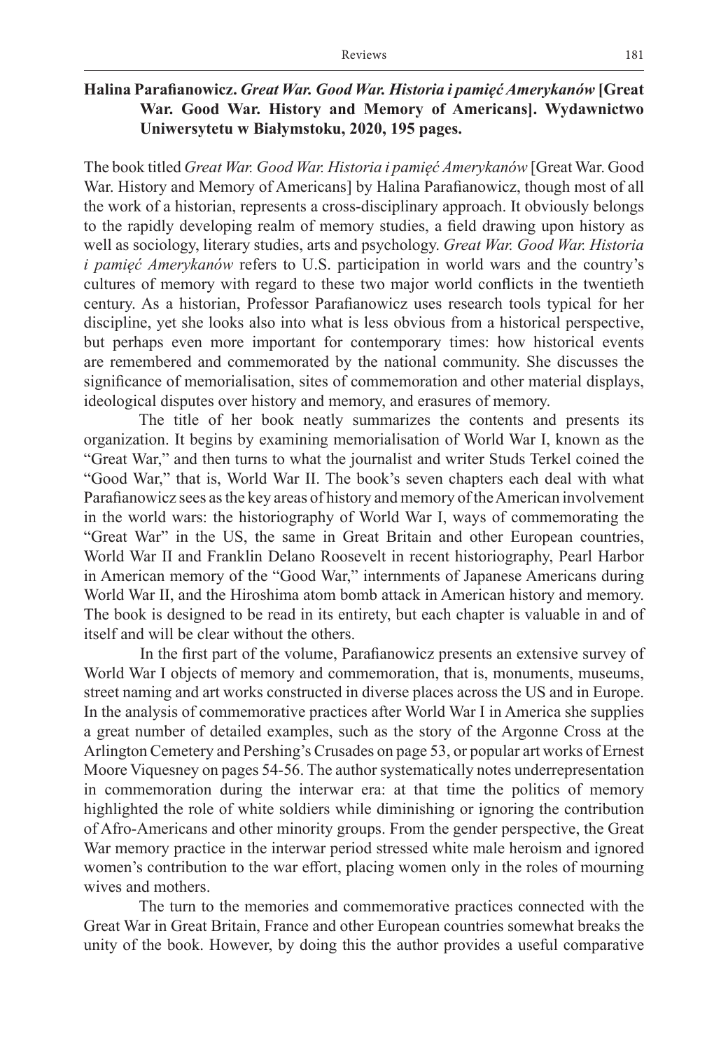**Halina Parafianowicz.** ***Great War. Good War. Historia i pamięć Amerykanów*** **[Great War. Good War. History and Memory of Americans]. Wydawnictwo Uniwersytetu w Białymstoku, 2020, 195 pages.**

The book titled *Great War. Good War. Historia i pamięć Amerykanów* [Great War. Good War. History and Memory of Americans] by Halina Parafianowicz, though most of all the work of a historian, represents a cross-disciplinary approach. It obviously belongs to the rapidly developing realm of memory studies, a field drawing upon history as well as sociology, literary studies, arts and psychology. *Great War. Good War. Historia i pamięć Amerykanów* refers to U.S. participation in world wars and the country's cultures of memory with regard to these two major world conflicts in the twentieth century. As a historian, Professor Parafianowicz uses research tools typical for her discipline, yet she looks also into what is less obvious from a historical perspective, but perhaps even more important for contemporary times: how historical events are remembered and commemorated by the national community. She discusses the significance of memorialisation, sites of commemoration and other material displays, ideological disputes over history and memory, and erasures of memory.

The title of her book neatly summarizes the contents and presents its organization. It begins by examining memorialisation of World War I, known as the "Great War," and then turns to what the journalist and writer Studs Terkel coined the "Good War," that is, World War II. The book's seven chapters each deal with what Parafianowicz sees as the key areas of history and memory of the American involvement in the world wars: the historiography of World War I, ways of commemorating the "Great War" in the US, the same in Great Britain and other European countries, World War II and Franklin Delano Roosevelt in recent historiography, Pearl Harbor in American memory of the "Good War," internments of Japanese Americans during World War II, and the Hiroshima atom bomb attack in American history and memory. The book is designed to be read in its entirety, but each chapter is valuable in and of itself and will be clear without the others.

In the first part of the volume, Parafianowicz presents an extensive survey of World War I objects of memory and commemoration, that is, monuments, museums, street naming and art works constructed in diverse places across the US and in Europe. In the analysis of commemorative practices after World War I in America she supplies a great number of detailed examples, such as the story of the Argonne Cross at the Arlington Cemetery and Pershing's Crusades on page 53, or popular art works of Ernest Moore Viquesney on pages 54-56. The author systematically notes underrepresentation in commemoration during the interwar era: at that time the politics of memory highlighted the role of white soldiers while diminishing or ignoring the contribution of Afro-Americans and other minority groups. From the gender perspective, the Great War memory practice in the interwar period stressed white male heroism and ignored women's contribution to the war effort, placing women only in the roles of mourning wives and mothers.

The turn to the memories and commemorative practices connected with the Great War in Great Britain, France and other European countries somewhat breaks the unity of the book. However, by doing this the author provides a useful comparative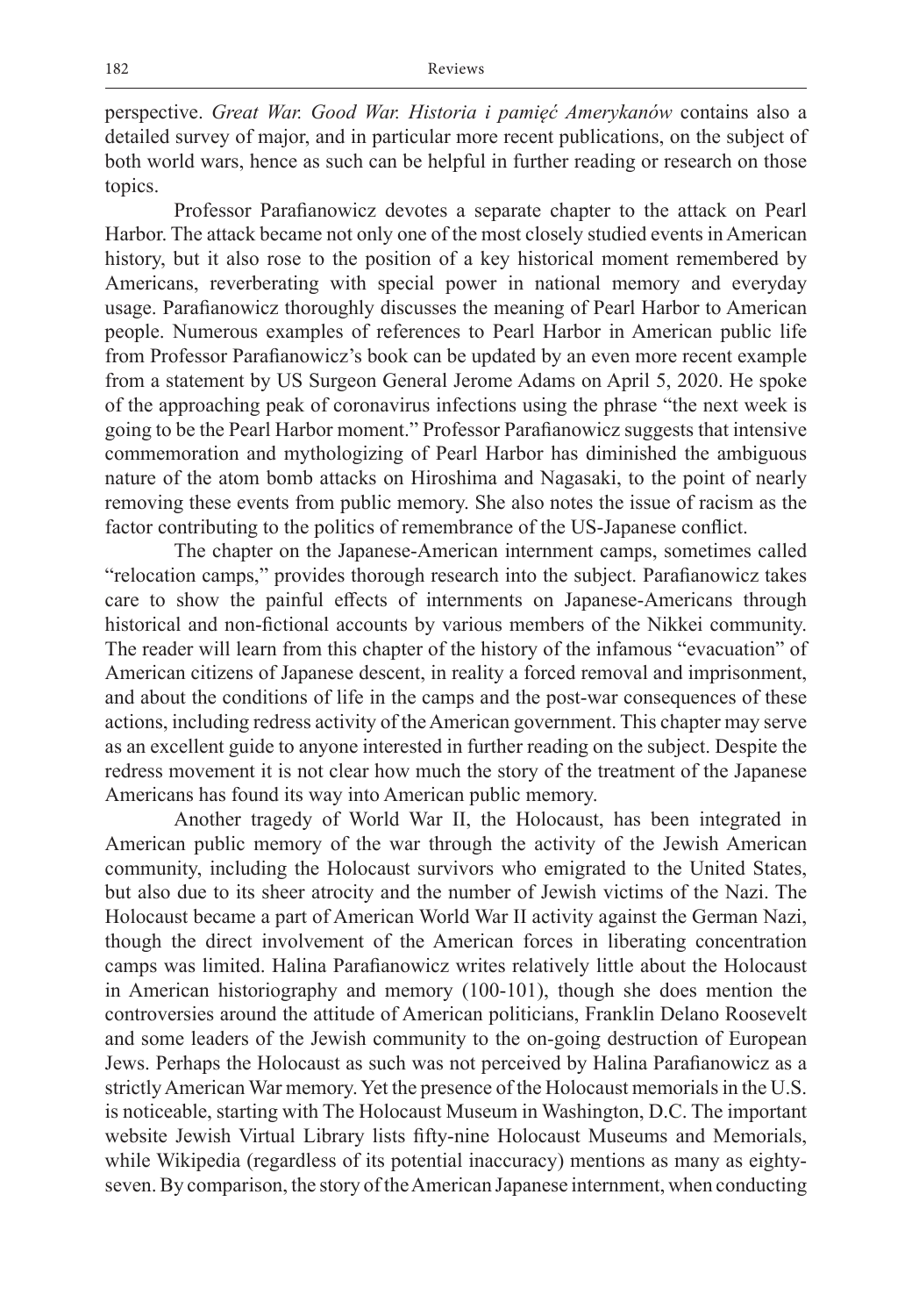perspective. *Great War. Good War. Historia i pamięć Amerykanów* contains also a detailed survey of major, and in particular more recent publications, on the subject of both world wars, hence as such can be helpful in further reading or research on those topics.

Professor Parafianowicz devotes a separate chapter to the attack on Pearl Harbor. The attack became not only one of the most closely studied events in American history, but it also rose to the position of a key historical moment remembered by Americans, reverberating with special power in national memory and everyday usage. Parafianowicz thoroughly discusses the meaning of Pearl Harbor to American people. Numerous examples of references to Pearl Harbor in American public life from Professor Parafianowicz's book can be updated by an even more recent example from a statement by US Surgeon General Jerome Adams on April 5, 2020. He spoke of the approaching peak of coronavirus infections using the phrase "the next week is going to be the Pearl Harbor moment." Professor Parafianowicz suggests that intensive commemoration and mythologizing of Pearl Harbor has diminished the ambiguous nature of the atom bomb attacks on Hiroshima and Nagasaki, to the point of nearly removing these events from public memory. She also notes the issue of racism as the factor contributing to the politics of remembrance of the US-Japanese conflict.

The chapter on the Japanese-American internment camps, sometimes called "relocation camps," provides thorough research into the subject. Parafianowicz takes care to show the painful effects of internments on Japanese-Americans through historical and non-fictional accounts by various members of the Nikkei community. The reader will learn from this chapter of the history of the infamous "evacuation" of American citizens of Japanese descent, in reality a forced removal and imprisonment, and about the conditions of life in the camps and the post-war consequences of these actions, including redress activity of the American government. This chapter may serve as an excellent guide to anyone interested in further reading on the subject. Despite the redress movement it is not clear how much the story of the treatment of the Japanese Americans has found its way into American public memory.

Another tragedy of World War II, the Holocaust, has been integrated in American public memory of the war through the activity of the Jewish American community, including the Holocaust survivors who emigrated to the United States, but also due to its sheer atrocity and the number of Jewish victims of the Nazi. The Holocaust became a part of American World War II activity against the German Nazi, though the direct involvement of the American forces in liberating concentration camps was limited. Halina Parafianowicz writes relatively little about the Holocaust in American historiography and memory (100-101), though she does mention the controversies around the attitude of American politicians, Franklin Delano Roosevelt and some leaders of the Jewish community to the on-going destruction of European Jews. Perhaps the Holocaust as such was not perceived by Halina Parafianowicz as a strictly American War memory. Yet the presence of the Holocaust memorials in the U.S. is noticeable, starting with The Holocaust Museum in Washington, D.C. The important website Jewish Virtual Library lists fifty-nine Holocaust Museums and Memorials, while Wikipedia (regardless of its potential inaccuracy) mentions as many as eighty-seven. By comparison, the story of the American Japanese internment, when conducting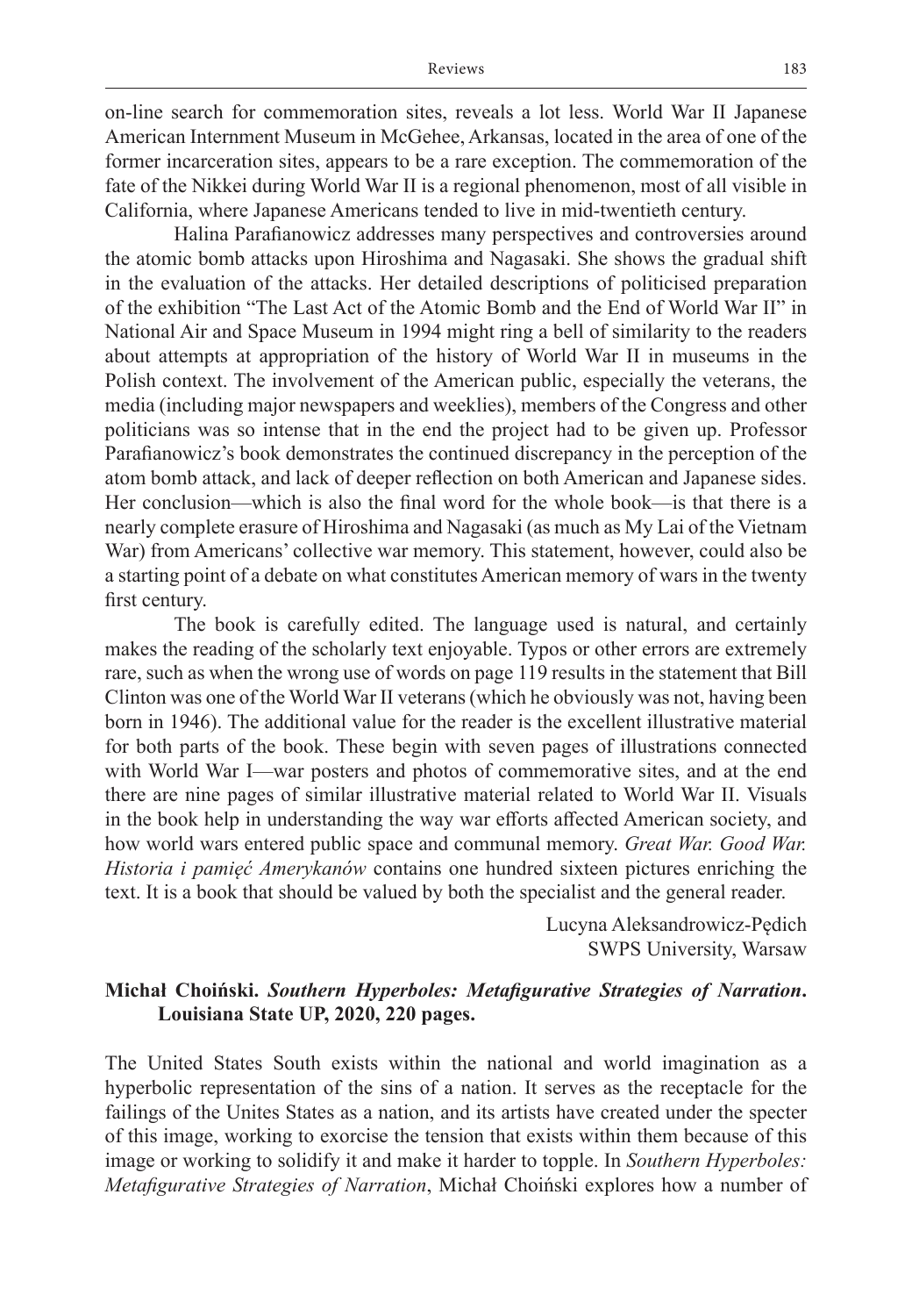on-line search for commemoration sites, reveals a lot less. World War II Japanese American Internment Museum in McGehee, Arkansas, located in the area of one of the former incarceration sites, appears to be a rare exception. The commemoration of the fate of the Nikkei during World War II is a regional phenomenon, most of all visible in California, where Japanese Americans tended to live in mid-twentieth century.

Halina Parafianowicz addresses many perspectives and controversies around the atomic bomb attacks upon Hiroshima and Nagasaki. She shows the gradual shift in the evaluation of the attacks. Her detailed descriptions of politicised preparation of the exhibition "The Last Act of the Atomic Bomb and the End of World War II" in National Air and Space Museum in 1994 might ring a bell of similarity to the readers about attempts at appropriation of the history of World War II in museums in the Polish context. The involvement of the American public, especially the veterans, the media (including major newspapers and weeklies), members of the Congress and other politicians was so intense that in the end the project had to be given up. Professor Parafianowicz's book demonstrates the continued discrepancy in the perception of the atom bomb attack, and lack of deeper reflection on both American and Japanese sides. Her conclusion—which is also the final word for the whole book—is that there is a nearly complete erasure of Hiroshima and Nagasaki (as much as My Lai of the Vietnam War) from Americans' collective war memory. This statement, however, could also be a starting point of a debate on what constitutes American memory of wars in the twenty first century.

The book is carefully edited. The language used is natural, and certainly makes the reading of the scholarly text enjoyable. Typos or other errors are extremely rare, such as when the wrong use of words on page 119 results in the statement that Bill Clinton was one of the World War II veterans (which he obviously was not, having been born in 1946). The additional value for the reader is the excellent illustrative material for both parts of the book. These begin with seven pages of illustrations connected with World War I—war posters and photos of commemorative sites, and at the end there are nine pages of similar illustrative material related to World War II. Visuals in the book help in understanding the way war efforts affected American society, and how world wars entered public space and communal memory. *Great War. Good War. Historia i pamięć Amerykanów* contains one hundred sixteen pictures enriching the text. It is a book that should be valued by both the specialist and the general reader.

Lucyna Aleksandrowicz-Pędich
SWPS University, Warsaw

**Michał Choiński. *Southern Hyperboles: Metafigurative Strategies of Narration*. Louisiana State UP, 2020, 220 pages.**

The United States South exists within the national and world imagination as a hyperbolic representation of the sins of a nation. It serves as the receptacle for the failings of the Unites States as a nation, and its artists have created under the specter of this image, working to exorcise the tension that exists within them because of this image or working to solidify it and make it harder to topple. In *Southern Hyperboles: Metafigurative Strategies of Narration*, Michał Choiński explores how a number of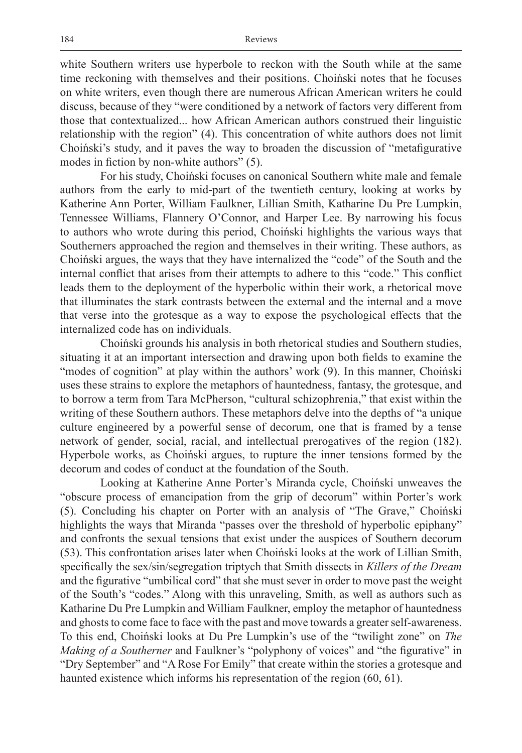white Southern writers use hyperbole to reckon with the South while at the same time reckoning with themselves and their positions. Choiński notes that he focuses on white writers, even though there are numerous African American writers he could discuss, because of they "were conditioned by a network of factors very different from those that contextualized... how African American authors construed their linguistic relationship with the region" (4). This concentration of white authors does not limit Choiński's study, and it paves the way to broaden the discussion of "metafigurative modes in fiction by non-white authors" (5).

For his study, Choiński focuses on canonical Southern white male and female authors from the early to mid-part of the twentieth century, looking at works by Katherine Ann Porter, William Faulkner, Lillian Smith, Katharine Du Pre Lumpkin, Tennessee Williams, Flannery O'Connor, and Harper Lee. By narrowing his focus to authors who wrote during this period, Choiński highlights the various ways that Southerners approached the region and themselves in their writing. These authors, as Choiński argues, the ways that they have internalized the "code" of the South and the internal conflict that arises from their attempts to adhere to this "code." This conflict leads them to the deployment of the hyperbolic within their work, a rhetorical move that illuminates the stark contrasts between the external and the internal and a move that verse into the grotesque as a way to expose the psychological effects that the internalized code has on individuals.

Choiński grounds his analysis in both rhetorical studies and Southern studies, situating it at an important intersection and drawing upon both fields to examine the "modes of cognition" at play within the authors' work (9). In this manner, Choiński uses these strains to explore the metaphors of hauntedness, fantasy, the grotesque, and to borrow a term from Tara McPherson, "cultural schizophrenia," that exist within the writing of these Southern authors. These metaphors delve into the depths of "a unique culture engineered by a powerful sense of decorum, one that is framed by a tense network of gender, social, racial, and intellectual prerogatives of the region (182). Hyperbole works, as Choiński argues, to rupture the inner tensions formed by the decorum and codes of conduct at the foundation of the South.

Looking at Katherine Anne Porter's Miranda cycle, Choiński unweaves the "obscure process of emancipation from the grip of decorum" within Porter's work (5). Concluding his chapter on Porter with an analysis of "The Grave," Choiński highlights the ways that Miranda "passes over the threshold of hyperbolic epiphany" and confronts the sexual tensions that exist under the auspices of Southern decorum (53). This confrontation arises later when Choiński looks at the work of Lillian Smith, specifically the sex/sin/segregation triptych that Smith dissects in *Killers of the Dream* and the figurative "umbilical cord" that she must sever in order to move past the weight of the South's "codes." Along with this unraveling, Smith, as well as authors such as Katharine Du Pre Lumpkin and William Faulkner, employ the metaphor of hauntedness and ghosts to come face to face with the past and move towards a greater self-awareness. To this end, Choiński looks at Du Pre Lumpkin's use of the "twilight zone" on *The Making of a Southerner* and Faulkner's "polyphony of voices" and "the figurative" in "Dry September" and "A Rose For Emily" that create within the stories a grotesque and haunted existence which informs his representation of the region (60, 61).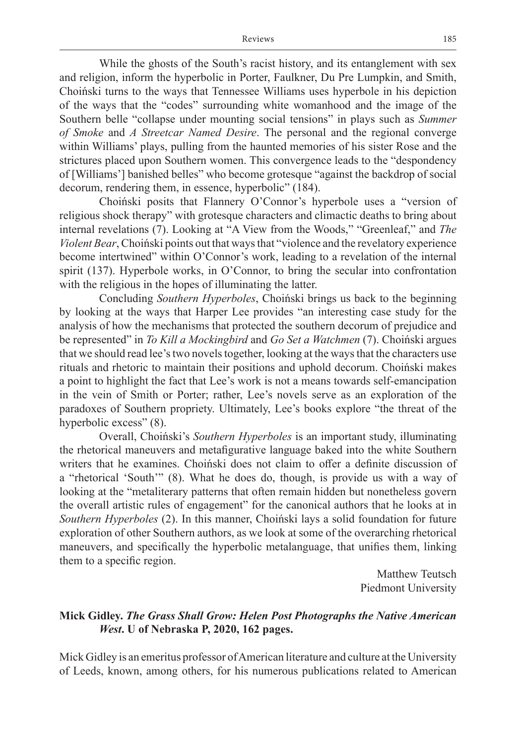While the ghosts of the South's racist history, and its entanglement with sex and religion, inform the hyperbolic in Porter, Faulkner, Du Pre Lumpkin, and Smith, Choiński turns to the ways that Tennessee Williams uses hyperbole in his depiction of the ways that the "codes" surrounding white womanhood and the image of the Southern belle "collapse under mounting social tensions" in plays such as *Summer of Smoke* and *A Streetcar Named Desire*. The personal and the regional converge within Williams' plays, pulling from the haunted memories of his sister Rose and the strictures placed upon Southern women. This convergence leads to the "despondency of [Williams'] banished belles" who become grotesque "against the backdrop of social decorum, rendering them, in essence, hyperbolic" (184).

Choiński posits that Flannery O'Connor's hyperbole uses a "version of religious shock therapy" with grotesque characters and climactic deaths to bring about internal revelations (7). Looking at "A View from the Woods," "Greenleaf," and *The Violent Bear*, Choiński points out that ways that "violence and the revelatory experience become intertwined" within O'Connor's work, leading to a revelation of the internal spirit (137). Hyperbole works, in O'Connor, to bring the secular into confrontation with the religious in the hopes of illuminating the latter.

Concluding *Southern Hyperboles*, Choiński brings us back to the beginning by looking at the ways that Harper Lee provides "an interesting case study for the analysis of how the mechanisms that protected the southern decorum of prejudice and be represented" in *To Kill a Mockingbird* and *Go Set a Watchmen* (7). Choiński argues that we should read lee's two novels together, looking at the ways that the characters use rituals and rhetoric to maintain their positions and uphold decorum. Choiński makes a point to highlight the fact that Lee's work is not a means towards self-emancipation in the vein of Smith or Porter; rather, Lee's novels serve as an exploration of the paradoxes of Southern propriety. Ultimately, Lee's books explore "the threat of the hyperbolic excess" (8).

Overall, Choiński's *Southern Hyperboles* is an important study, illuminating the rhetorical maneuvers and metafigurative language baked into the white Southern writers that he examines. Choiński does not claim to offer a definite discussion of a "rhetorical 'South'" (8). What he does do, though, is provide us with a way of looking at the "metaliterary patterns that often remain hidden but nonetheless govern the overall artistic rules of engagement" for the canonical authors that he looks at in *Southern Hyperboles* (2). In this manner, Choiński lays a solid foundation for future exploration of other Southern authors, as we look at some of the overarching rhetorical maneuvers, and specifically the hyperbolic metalanguage, that unifies them, linking them to a specific region.

Matthew Teutsch  
Piedmont University

**Mick Gidley. *The Grass Shall Grow: Helen Post Photographs the Native American West*. U of Nebraska P, 2020, 162 pages.**

Mick Gidley is an emeritus professor of American literature and culture at the University of Leeds, known, among others, for his numerous publications related to American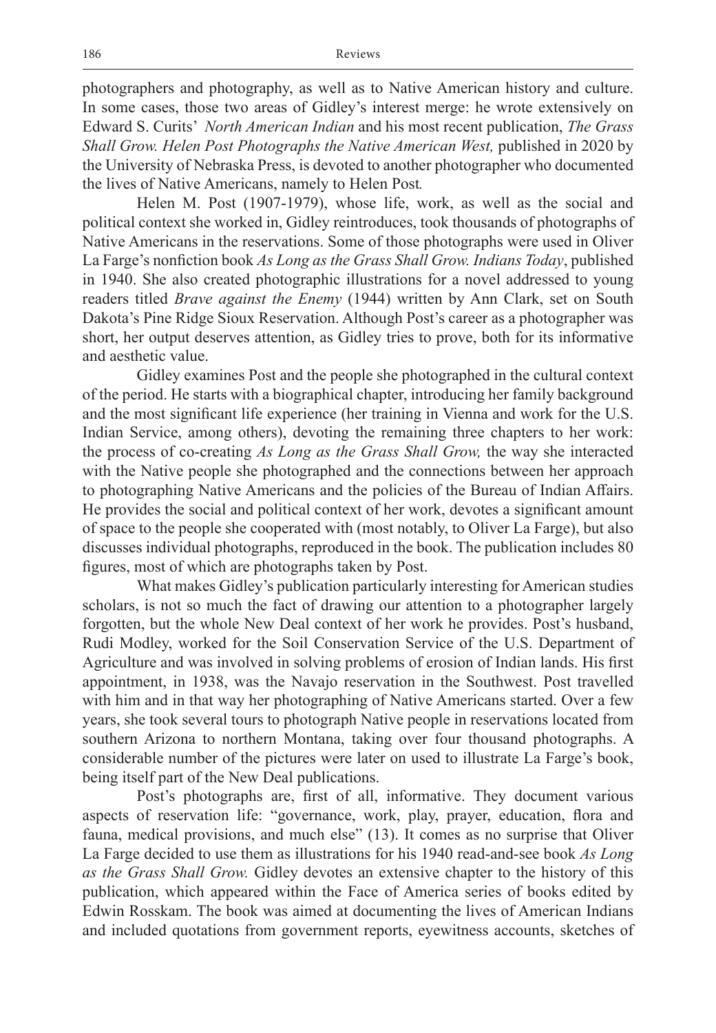photographers and photography, as well as to Native American history and culture. In some cases, those two areas of Gidley's interest merge: he wrote extensively on Edward S. Curits' *North American Indian* and his most recent publication, *The Grass Shall Grow. Helen Post Photographs the Native American West,* published in 2020 by the University of Nebraska Press, is devoted to another photographer who documented the lives of Native Americans, namely to Helen Post*.*

Helen M. Post (1907-1979), whose life, work, as well as the social and political context she worked in, Gidley reintroduces, took thousands of photographs of Native Americans in the reservations. Some of those photographs were used in Oliver La Farge's nonfiction book *As Long as the Grass Shall Grow. Indians Today*, published in 1940. She also created photographic illustrations for a novel addressed to young readers titled *Brave against the Enemy* (1944) written by Ann Clark, set on South Dakota's Pine Ridge Sioux Reservation. Although Post's career as a photographer was short, her output deserves attention, as Gidley tries to prove, both for its informative and aesthetic value.

Gidley examines Post and the people she photographed in the cultural context of the period. He starts with a biographical chapter, introducing her family background and the most significant life experience (her training in Vienna and work for the U.S. Indian Service, among others), devoting the remaining three chapters to her work: the process of co-creating *As Long as the Grass Shall Grow,* the way she interacted with the Native people she photographed and the connections between her approach to photographing Native Americans and the policies of the Bureau of Indian Affairs. He provides the social and political context of her work, devotes a significant amount of space to the people she cooperated with (most notably, to Oliver La Farge), but also discusses individual photographs, reproduced in the book. The publication includes 80 figures, most of which are photographs taken by Post.

What makes Gidley's publication particularly interesting for American studies scholars, is not so much the fact of drawing our attention to a photographer largely forgotten, but the whole New Deal context of her work he provides. Post's husband, Rudi Modley, worked for the Soil Conservation Service of the U.S. Department of Agriculture and was involved in solving problems of erosion of Indian lands. His first appointment, in 1938, was the Navajo reservation in the Southwest. Post travelled with him and in that way her photographing of Native Americans started. Over a few years, she took several tours to photograph Native people in reservations located from southern Arizona to northern Montana, taking over four thousand photographs. A considerable number of the pictures were later on used to illustrate La Farge's book, being itself part of the New Deal publications.

Post's photographs are, first of all, informative. They document various aspects of reservation life: "governance, work, play, prayer, education, flora and fauna, medical provisions, and much else" (13). It comes as no surprise that Oliver La Farge decided to use them as illustrations for his 1940 read-and-see book *As Long as the Grass Shall Grow.* Gidley devotes an extensive chapter to the history of this publication, which appeared within the Face of America series of books edited by Edwin Rosskam. The book was aimed at documenting the lives of American Indians and included quotations from government reports, eyewitness accounts, sketches of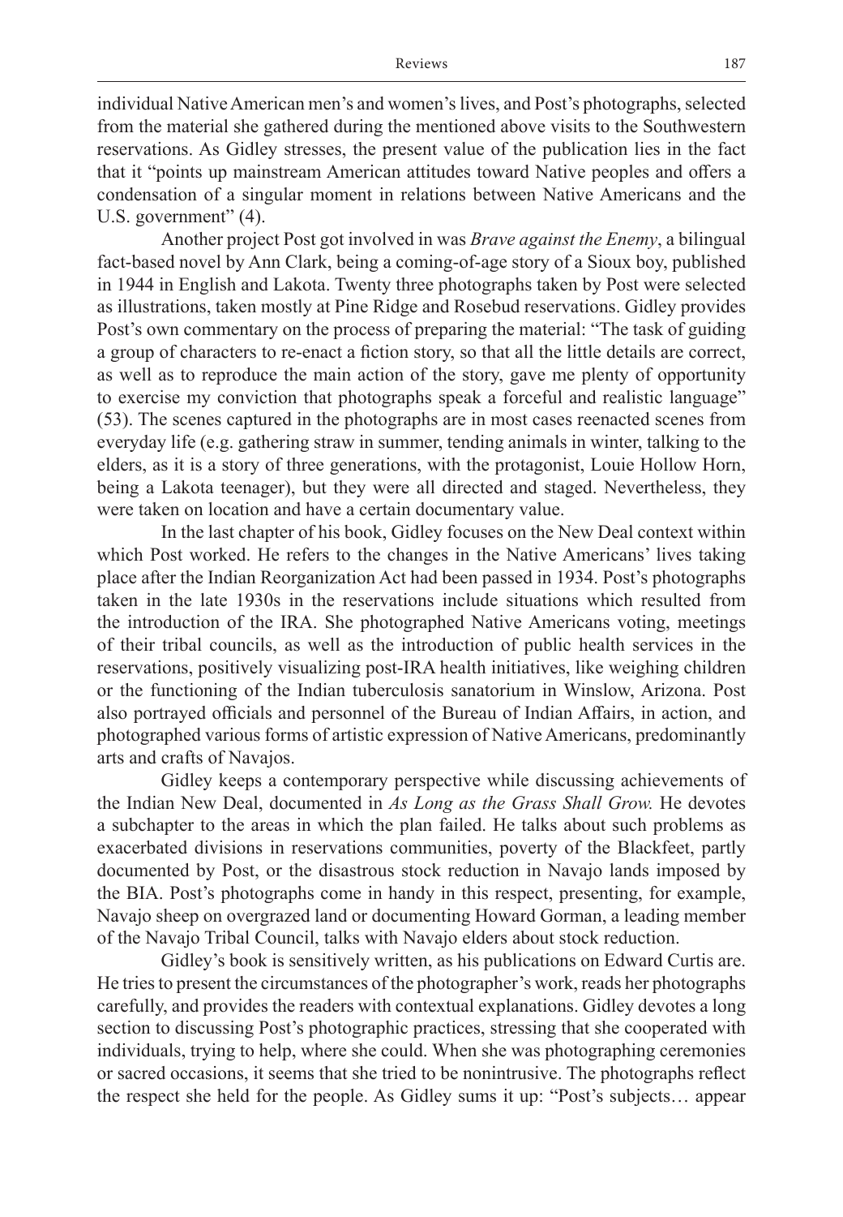individual Native American men's and women's lives, and Post's photographs, selected from the material she gathered during the mentioned above visits to the Southwestern reservations. As Gidley stresses, the present value of the publication lies in the fact that it "points up mainstream American attitudes toward Native peoples and offers a condensation of a singular moment in relations between Native Americans and the U.S. government" (4).

Another project Post got involved in was *Brave against the Enemy*, a bilingual fact-based novel by Ann Clark, being a coming-of-age story of a Sioux boy, published in 1944 in English and Lakota. Twenty three photographs taken by Post were selected as illustrations, taken mostly at Pine Ridge and Rosebud reservations. Gidley provides Post's own commentary on the process of preparing the material: "The task of guiding a group of characters to re-enact a fiction story, so that all the little details are correct, as well as to reproduce the main action of the story, gave me plenty of opportunity to exercise my conviction that photographs speak a forceful and realistic language" (53). The scenes captured in the photographs are in most cases reenacted scenes from everyday life (e.g. gathering straw in summer, tending animals in winter, talking to the elders, as it is a story of three generations, with the protagonist, Louie Hollow Horn, being a Lakota teenager), but they were all directed and staged. Nevertheless, they were taken on location and have a certain documentary value.

In the last chapter of his book, Gidley focuses on the New Deal context within which Post worked. He refers to the changes in the Native Americans' lives taking place after the Indian Reorganization Act had been passed in 1934. Post's photographs taken in the late 1930s in the reservations include situations which resulted from the introduction of the IRA. She photographed Native Americans voting, meetings of their tribal councils, as well as the introduction of public health services in the reservations, positively visualizing post-IRA health initiatives, like weighing children or the functioning of the Indian tuberculosis sanatorium in Winslow, Arizona. Post also portrayed officials and personnel of the Bureau of Indian Affairs, in action, and photographed various forms of artistic expression of Native Americans, predominantly arts and crafts of Navajos.

Gidley keeps a contemporary perspective while discussing achievements of the Indian New Deal, documented in *As Long as the Grass Shall Grow.* He devotes a subchapter to the areas in which the plan failed. He talks about such problems as exacerbated divisions in reservations communities, poverty of the Blackfeet, partly documented by Post, or the disastrous stock reduction in Navajo lands imposed by the BIA. Post's photographs come in handy in this respect, presenting, for example, Navajo sheep on overgrazed land or documenting Howard Gorman, a leading member of the Navajo Tribal Council, talks with Navajo elders about stock reduction.

Gidley's book is sensitively written, as his publications on Edward Curtis are. He tries to present the circumstances of the photographer's work, reads her photographs carefully, and provides the readers with contextual explanations. Gidley devotes a long section to discussing Post's photographic practices, stressing that she cooperated with individuals, trying to help, where she could. When she was photographing ceremonies or sacred occasions, it seems that she tried to be nonintrusive. The photographs reflect the respect she held for the people. As Gidley sums it up: "Post's subjects… appear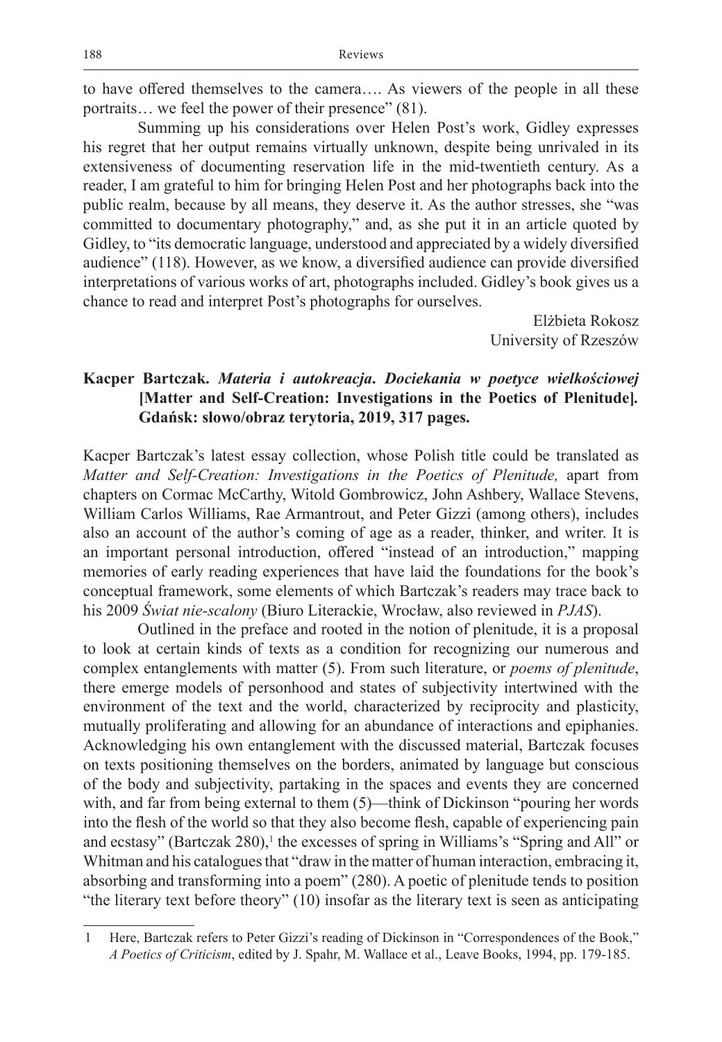to have offered themselves to the camera…. As viewers of the people in all these portraits… we feel the power of their presence" (81).

Summing up his considerations over Helen Post's work, Gidley expresses his regret that her output remains virtually unknown, despite being unrivaled in its extensiveness of documenting reservation life in the mid-twentieth century. As a reader, I am grateful to him for bringing Helen Post and her photographs back into the public realm, because by all means, they deserve it. As the author stresses, she "was committed to documentary photography," and, as she put it in an article quoted by Gidley, to "its democratic language, understood and appreciated by a widely diversified audience" (118). However, as we know, a diversified audience can provide diversified interpretations of various works of art, photographs included. Gidley's book gives us a chance to read and interpret Post's photographs for ourselves.

Elżbieta Rokosz
University of Rzeszów

**Kacper Bartczak. *Materia i autokreacja. Dociekania w poetyce wielkościowej* [Matter and Self-Creation: Investigations in the Poetics of Plenitude]. Gdańsk: słowo/obraz terytoria, 2019, 317 pages.**

Kacper Bartczak's latest essay collection, whose Polish title could be translated as *Matter and Self-Creation: Investigations in the Poetics of Plenitude,* apart from chapters on Cormac McCarthy, Witold Gombrowicz, John Ashbery, Wallace Stevens, William Carlos Williams, Rae Armantrout, and Peter Gizzi (among others), includes also an account of the author's coming of age as a reader, thinker, and writer. It is an important personal introduction, offered "instead of an introduction," mapping memories of early reading experiences that have laid the foundations for the book's conceptual framework, some elements of which Bartczak's readers may trace back to his 2009 *Świat nie-scalony* (Biuro Literackie, Wrocław, also reviewed in *PJAS*).

Outlined in the preface and rooted in the notion of plenitude, it is a proposal to look at certain kinds of texts as a condition for recognizing our numerous and complex entanglements with matter (5). From such literature, or *poems of plenitude*, there emerge models of personhood and states of subjectivity intertwined with the environment of the text and the world, characterized by reciprocity and plasticity, mutually proliferating and allowing for an abundance of interactions and epiphanies. Acknowledging his own entanglement with the discussed material, Bartczak focuses on texts positioning themselves on the borders, animated by language but conscious of the body and subjectivity, partaking in the spaces and events they are concerned with, and far from being external to them (5)—think of Dickinson "pouring her words into the flesh of the world so that they also become flesh, capable of experiencing pain and ecstasy" (Bartczak 280),[1] the excesses of spring in Williams's "Spring and All" or Whitman and his catalogues that "draw in the matter of human interaction, embracing it, absorbing and transforming into a poem" (280). A poetic of plenitude tends to position "the literary text before theory" (10) insofar as the literary text is seen as anticipating

---

1 Here, Bartczak refers to Peter Gizzi's reading of Dickinson in "Correspondences of the Book," *A Poetics of Criticism*, edited by J. Spahr, M. Wallace et al., Leave Books, 1994, pp. 179-185.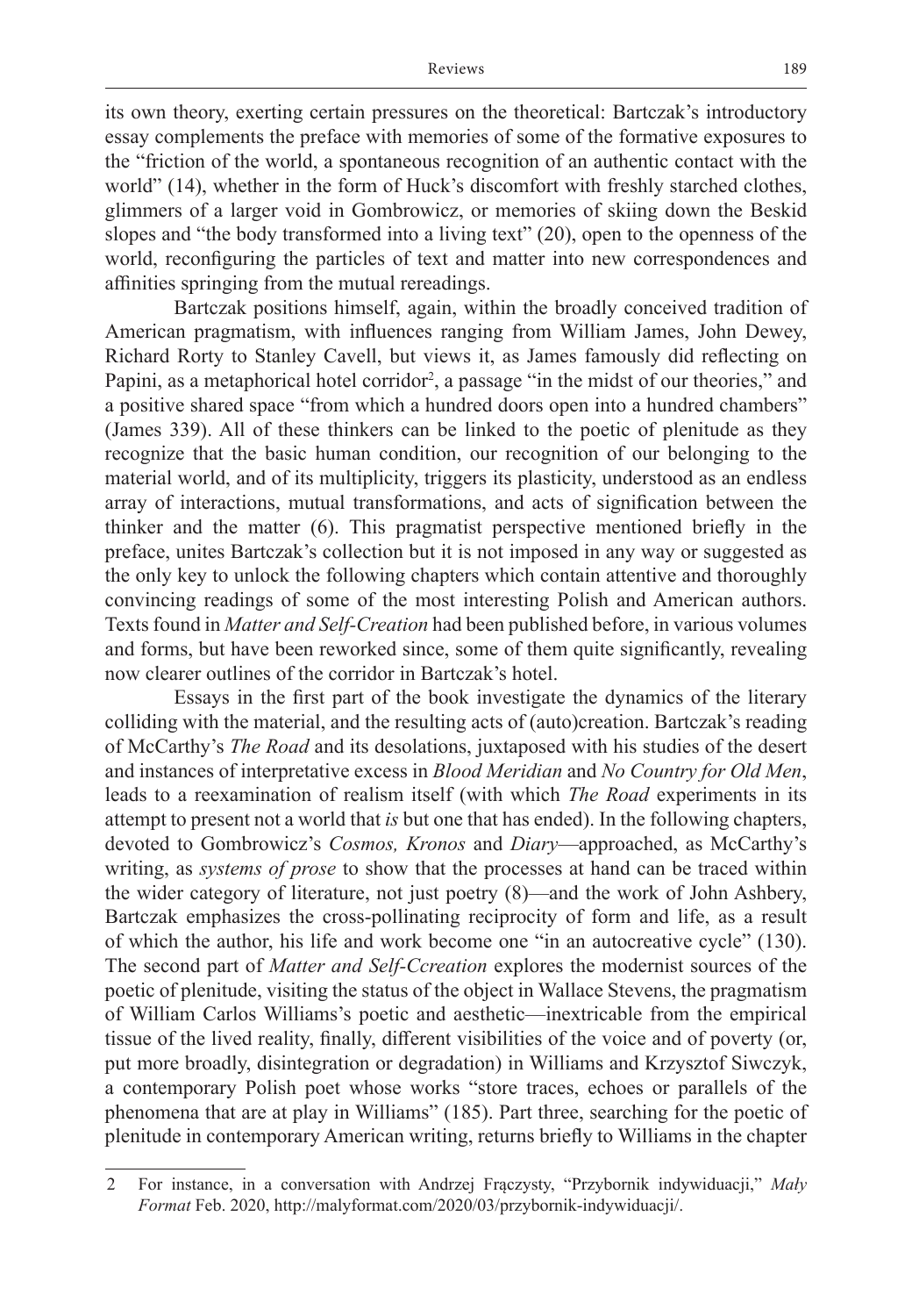its own theory, exerting certain pressures on the theoretical: Bartczak's introductory essay complements the preface with memories of some of the formative exposures to the "friction of the world, a spontaneous recognition of an authentic contact with the world" (14), whether in the form of Huck's discomfort with freshly starched clothes, glimmers of a larger void in Gombrowicz, or memories of skiing down the Beskid slopes and "the body transformed into a living text" (20), open to the openness of the world, reconfiguring the particles of text and matter into new correspondences and affinities springing from the mutual rereadings.

Bartczak positions himself, again, within the broadly conceived tradition of American pragmatism, with influences ranging from William James, John Dewey, Richard Rorty to Stanley Cavell, but views it, as James famously did reflecting on Papini, as a metaphorical hotel corridor[2], a passage "in the midst of our theories," and a positive shared space "from which a hundred doors open into a hundred chambers" (James 339). All of these thinkers can be linked to the poetic of plenitude as they recognize that the basic human condition, our recognition of our belonging to the material world, and of its multiplicity, triggers its plasticity, understood as an endless array of interactions, mutual transformations, and acts of signification between the thinker and the matter (6). This pragmatist perspective mentioned briefly in the preface, unites Bartczak's collection but it is not imposed in any way or suggested as the only key to unlock the following chapters which contain attentive and thoroughly convincing readings of some of the most interesting Polish and American authors. Texts found in *Matter and Self-Creation* had been published before, in various volumes and forms, but have been reworked since, some of them quite significantly, revealing now clearer outlines of the corridor in Bartczak's hotel.

Essays in the first part of the book investigate the dynamics of the literary colliding with the material, and the resulting acts of (auto)creation. Bartczak's reading of McCarthy's *The Road* and its desolations, juxtaposed with his studies of the desert and instances of interpretative excess in *Blood Meridian* and *No Country for Old Men*, leads to a reexamination of realism itself (with which *The Road* experiments in its attempt to present not a world that *is* but one that has ended). In the following chapters, devoted to Gombrowicz's *Cosmos, Kronos* and *Diary*—approached, as McCarthy's writing, as *systems of prose* to show that the processes at hand can be traced within the wider category of literature, not just poetry (8)—and the work of John Ashbery, Bartczak emphasizes the cross-pollinating reciprocity of form and life, as a result of which the author, his life and work become one "in an autocreative cycle" (130). The second part of *Matter and Self-Ccreation* explores the modernist sources of the poetic of plenitude, visiting the status of the object in Wallace Stevens, the pragmatism of William Carlos Williams's poetic and aesthetic—inextricable from the empirical tissue of the lived reality, finally, different visibilities of the voice and of poverty (or, put more broadly, disintegration or degradation) in Williams and Krzysztof Siwczyk, a contemporary Polish poet whose works "store traces, echoes or parallels of the phenomena that are at play in Williams" (185). Part three, searching for the poetic of plenitude in contemporary American writing, returns briefly to Williams in the chapter

2 For instance, in a conversation with Andrzej Frączysty, "Przybornik indywiduacji," *Mały Format* Feb. 2020, http://malyformat.com/2020/03/przybornik-indywiduacji/.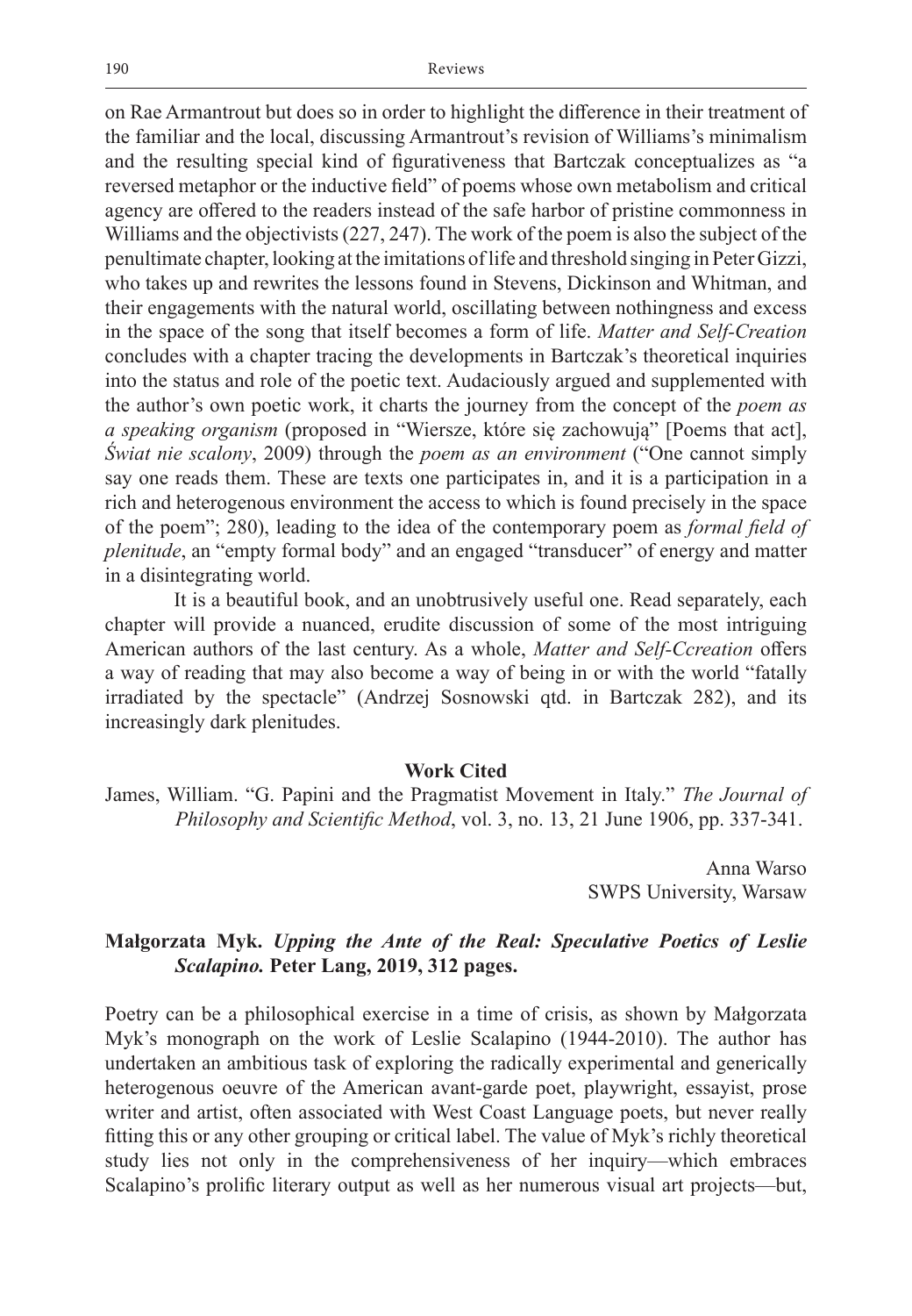on Rae Armantrout but does so in order to highlight the difference in their treatment of the familiar and the local, discussing Armantrout's revision of Williams's minimalism and the resulting special kind of figurativeness that Bartczak conceptualizes as "a reversed metaphor or the inductive field" of poems whose own metabolism and critical agency are offered to the readers instead of the safe harbor of pristine commonness in Williams and the objectivists (227, 247). The work of the poem is also the subject of the penultimate chapter, looking at the imitations of life and threshold singing in Peter Gizzi, who takes up and rewrites the lessons found in Stevens, Dickinson and Whitman, and their engagements with the natural world, oscillating between nothingness and excess in the space of the song that itself becomes a form of life. *Matter and Self-Creation* concludes with a chapter tracing the developments in Bartczak's theoretical inquiries into the status and role of the poetic text. Audaciously argued and supplemented with the author's own poetic work, it charts the journey from the concept of the *poem as a speaking organism* (proposed in "Wiersze, które się zachowują" [Poems that act], *Świat nie scalony*, 2009) through the *poem as an environment* ("One cannot simply say one reads them. These are texts one participates in, and it is a participation in a rich and heterogenous environment the access to which is found precisely in the space of the poem"; 280), leading to the idea of the contemporary poem as *formal field of plenitude*, an "empty formal body" and an engaged "transducer" of energy and matter in a disintegrating world.

It is a beautiful book, and an unobtrusively useful one. Read separately, each chapter will provide a nuanced, erudite discussion of some of the most intriguing American authors of the last century. As a whole, *Matter and Self-Ccreation* offers a way of reading that may also become a way of being in or with the world "fatally irradiated by the spectacle" (Andrzej Sosnowski qtd. in Bartczak 282), and its increasingly dark plenitudes.

**Work Cited**

James, William. "G. Papini and the Pragmatist Movement in Italy." *The Journal of Philosophy and Scientific Method*, vol. 3, no. 13, 21 June 1906, pp. 337-341.

Anna Warso
SWPS University, Warsaw

**Małgorzata Myk. *Upping the Ante of the Real: Speculative Poetics of Leslie Scalapino.* Peter Lang, 2019, 312 pages.**

Poetry can be a philosophical exercise in a time of crisis, as shown by Małgorzata Myk's monograph on the work of Leslie Scalapino (1944-2010). The author has undertaken an ambitious task of exploring the radically experimental and generically heterogenous oeuvre of the American avant-garde poet, playwright, essayist, prose writer and artist, often associated with West Coast Language poets, but never really fitting this or any other grouping or critical label. The value of Myk's richly theoretical study lies not only in the comprehensiveness of her inquiry—which embraces Scalapino's prolific literary output as well as her numerous visual art projects—but,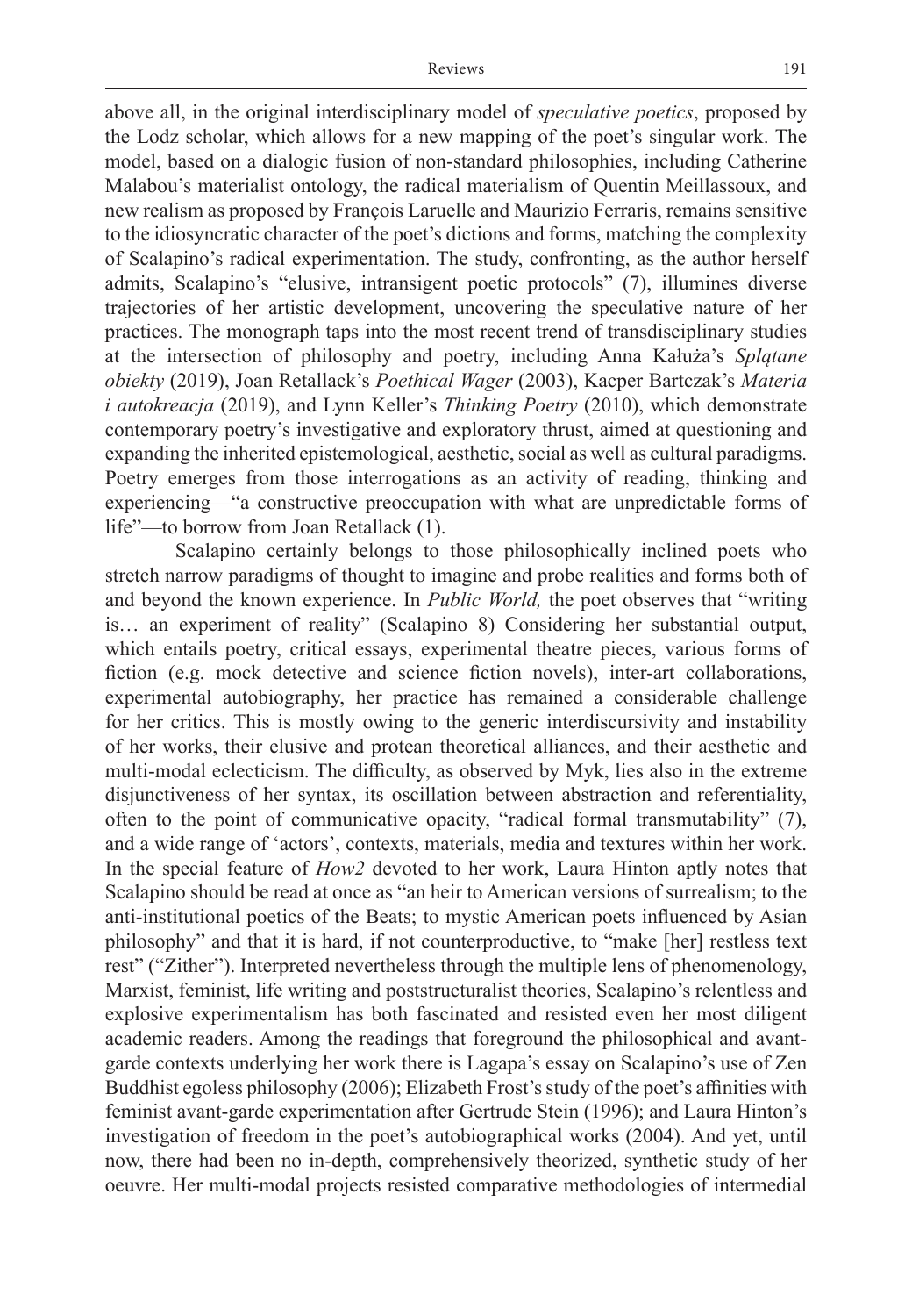above all, in the original interdisciplinary model of *speculative poetics*, proposed by the Lodz scholar, which allows for a new mapping of the poet's singular work. The model, based on a dialogic fusion of non-standard philosophies, including Catherine Malabou's materialist ontology, the radical materialism of Quentin Meillassoux, and new realism as proposed by François Laruelle and Maurizio Ferraris, remains sensitive to the idiosyncratic character of the poet's dictions and forms, matching the complexity of Scalapino's radical experimentation. The study, confronting, as the author herself admits, Scalapino's "elusive, intransigent poetic protocols" (7), illumines diverse trajectories of her artistic development, uncovering the speculative nature of her practices. The monograph taps into the most recent trend of transdisciplinary studies at the intersection of philosophy and poetry, including Anna Kałuża's *Splątane obiekty* (2019), Joan Retallack's *Poethical Wager* (2003), Kacper Bartczak's *Materia i autokreacja* (2019), and Lynn Keller's *Thinking Poetry* (2010), which demonstrate contemporary poetry's investigative and exploratory thrust, aimed at questioning and expanding the inherited epistemological, aesthetic, social as well as cultural paradigms. Poetry emerges from those interrogations as an activity of reading, thinking and experiencing—"a constructive preoccupation with what are unpredictable forms of life"—to borrow from Joan Retallack (1).

Scalapino certainly belongs to those philosophically inclined poets who stretch narrow paradigms of thought to imagine and probe realities and forms both of and beyond the known experience. In *Public World,* the poet observes that "writing is… an experiment of reality" (Scalapino 8) Considering her substantial output, which entails poetry, critical essays, experimental theatre pieces, various forms of fiction (e.g. mock detective and science fiction novels), inter-art collaborations, experimental autobiography, her practice has remained a considerable challenge for her critics. This is mostly owing to the generic interdiscursivity and instability of her works, their elusive and protean theoretical alliances, and their aesthetic and multi-modal eclecticism. The difficulty, as observed by Myk, lies also in the extreme disjunctiveness of her syntax, its oscillation between abstraction and referentiality, often to the point of communicative opacity, "radical formal transmutability" (7), and a wide range of 'actors', contexts, materials, media and textures within her work. In the special feature of *How2* devoted to her work, Laura Hinton aptly notes that Scalapino should be read at once as "an heir to American versions of surrealism; to the anti-institutional poetics of the Beats; to mystic American poets influenced by Asian philosophy" and that it is hard, if not counterproductive, to "make [her] restless text rest" ("Zither"). Interpreted nevertheless through the multiple lens of phenomenology, Marxist, feminist, life writing and poststructuralist theories, Scalapino's relentless and explosive experimentalism has both fascinated and resisted even her most diligent academic readers. Among the readings that foreground the philosophical and avant-garde contexts underlying her work there is Lagapa's essay on Scalapino's use of Zen Buddhist egoless philosophy (2006); Elizabeth Frost's study of the poet's affinities with feminist avant-garde experimentation after Gertrude Stein (1996); and Laura Hinton's investigation of freedom in the poet's autobiographical works (2004). And yet, until now, there had been no in-depth, comprehensively theorized, synthetic study of her oeuvre. Her multi-modal projects resisted comparative methodologies of intermedial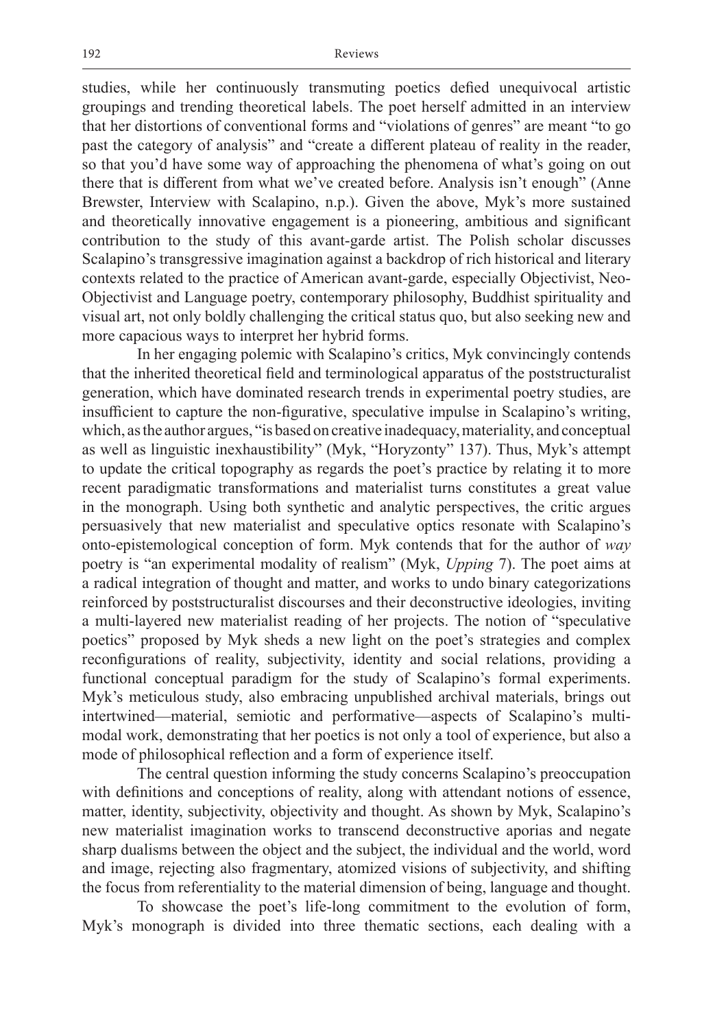studies, while her continuously transmuting poetics defied unequivocal artistic groupings and trending theoretical labels. The poet herself admitted in an interview that her distortions of conventional forms and "violations of genres" are meant "to go past the category of analysis" and "create a different plateau of reality in the reader, so that you'd have some way of approaching the phenomena of what's going on out there that is different from what we've created before. Analysis isn't enough" (Anne Brewster, Interview with Scalapino, n.p.). Given the above, Myk's more sustained and theoretically innovative engagement is a pioneering, ambitious and significant contribution to the study of this avant-garde artist. The Polish scholar discusses Scalapino's transgressive imagination against a backdrop of rich historical and literary contexts related to the practice of American avant-garde, especially Objectivist, Neo-Objectivist and Language poetry, contemporary philosophy, Buddhist spirituality and visual art, not only boldly challenging the critical status quo, but also seeking new and more capacious ways to interpret her hybrid forms.

In her engaging polemic with Scalapino's critics, Myk convincingly contends that the inherited theoretical field and terminological apparatus of the poststructuralist generation, which have dominated research trends in experimental poetry studies, are insufficient to capture the non-figurative, speculative impulse in Scalapino's writing, which, as the author argues, "is based on creative inadequacy, materiality, and conceptual as well as linguistic inexhaustibility" (Myk, "Horyzonty" 137). Thus, Myk's attempt to update the critical topography as regards the poet's practice by relating it to more recent paradigmatic transformations and materialist turns constitutes a great value in the monograph. Using both synthetic and analytic perspectives, the critic argues persuasively that new materialist and speculative optics resonate with Scalapino's onto-epistemological conception of form. Myk contends that for the author of *way* poetry is "an experimental modality of realism" (Myk, *Upping* 7). The poet aims at a radical integration of thought and matter, and works to undo binary categorizations reinforced by poststructuralist discourses and their deconstructive ideologies, inviting a multi-layered new materialist reading of her projects. The notion of "speculative poetics" proposed by Myk sheds a new light on the poet's strategies and complex reconfigurations of reality, subjectivity, identity and social relations, providing a functional conceptual paradigm for the study of Scalapino's formal experiments. Myk's meticulous study, also embracing unpublished archival materials, brings out intertwined—material, semiotic and performative—aspects of Scalapino's multi-modal work, demonstrating that her poetics is not only a tool of experience, but also a mode of philosophical reflection and a form of experience itself.

The central question informing the study concerns Scalapino's preoccupation with definitions and conceptions of reality, along with attendant notions of essence, matter, identity, subjectivity, objectivity and thought. As shown by Myk, Scalapino's new materialist imagination works to transcend deconstructive aporias and negate sharp dualisms between the object and the subject, the individual and the world, word and image, rejecting also fragmentary, atomized visions of subjectivity, and shifting the focus from referentiality to the material dimension of being, language and thought.

To showcase the poet's life-long commitment to the evolution of form, Myk's monograph is divided into three thematic sections, each dealing with a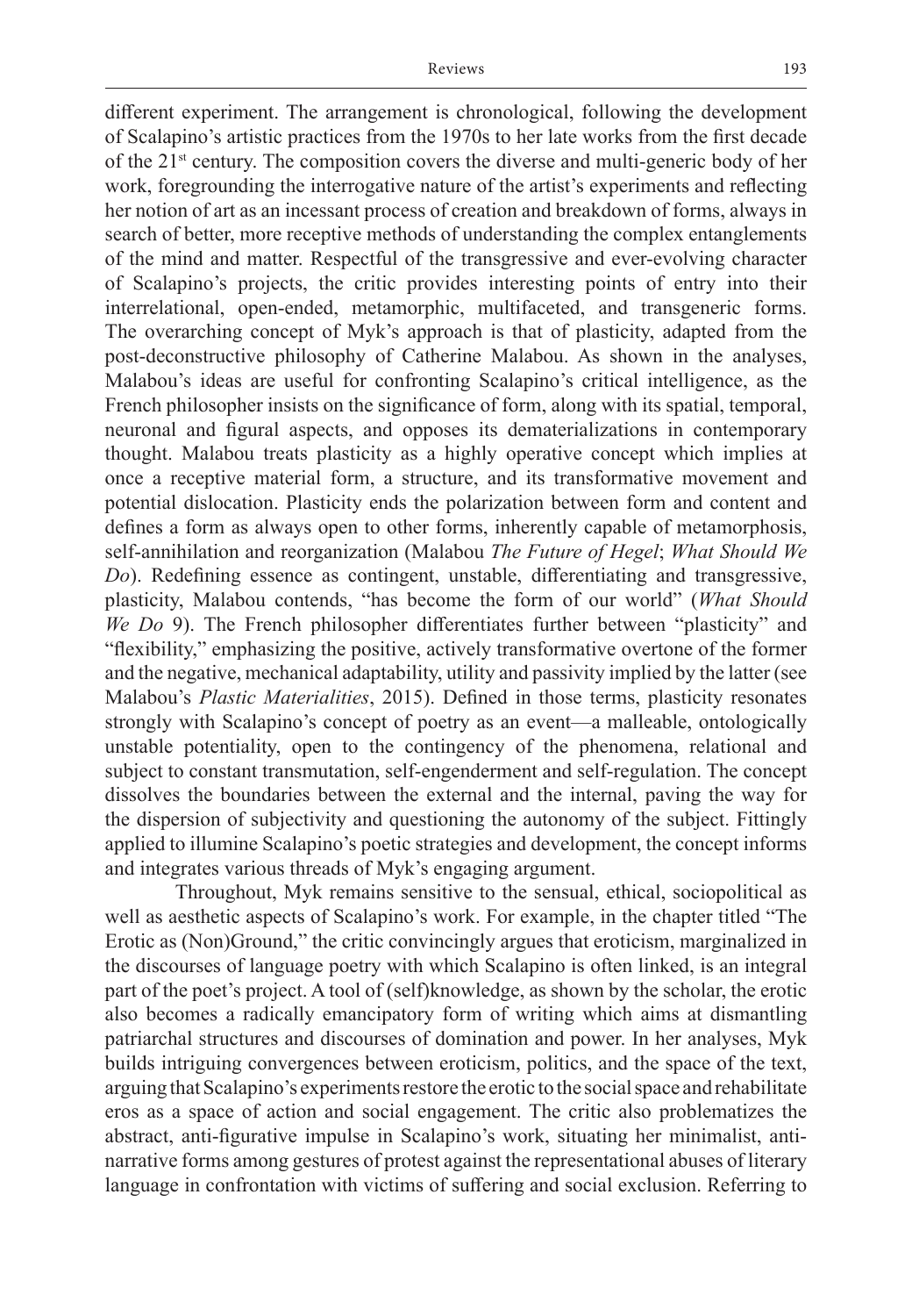different experiment. The arrangement is chronological, following the development of Scalapino's artistic practices from the 1970s to her late works from the first decade of the 21st century. The composition covers the diverse and multi-generic body of her work, foregrounding the interrogative nature of the artist's experiments and reflecting her notion of art as an incessant process of creation and breakdown of forms, always in search of better, more receptive methods of understanding the complex entanglements of the mind and matter. Respectful of the transgressive and ever-evolving character of Scalapino's projects, the critic provides interesting points of entry into their interrelational, open-ended, metamorphic, multifaceted, and transgeneric forms. The overarching concept of Myk's approach is that of plasticity, adapted from the post-deconstructive philosophy of Catherine Malabou. As shown in the analyses, Malabou's ideas are useful for confronting Scalapino's critical intelligence, as the French philosopher insists on the significance of form, along with its spatial, temporal, neuronal and figural aspects, and opposes its dematerializations in contemporary thought. Malabou treats plasticity as a highly operative concept which implies at once a receptive material form, a structure, and its transformative movement and potential dislocation. Plasticity ends the polarization between form and content and defines a form as always open to other forms, inherently capable of metamorphosis, self-annihilation and reorganization (Malabou *The Future of Hegel*; *What Should We Do*). Redefining essence as contingent, unstable, differentiating and transgressive, plasticity, Malabou contends, "has become the form of our world" (*What Should We Do* 9). The French philosopher differentiates further between "plasticity" and "flexibility," emphasizing the positive, actively transformative overtone of the former and the negative, mechanical adaptability, utility and passivity implied by the latter (see Malabou's *Plastic Materialities*, 2015). Defined in those terms, plasticity resonates strongly with Scalapino's concept of poetry as an event—a malleable, ontologically unstable potentiality, open to the contingency of the phenomena, relational and subject to constant transmutation, self-engenderment and self-regulation. The concept dissolves the boundaries between the external and the internal, paving the way for the dispersion of subjectivity and questioning the autonomy of the subject. Fittingly applied to illumine Scalapino's poetic strategies and development, the concept informs and integrates various threads of Myk's engaging argument.

Throughout, Myk remains sensitive to the sensual, ethical, sociopolitical as well as aesthetic aspects of Scalapino's work. For example, in the chapter titled "The Erotic as (Non)Ground," the critic convincingly argues that eroticism, marginalized in the discourses of language poetry with which Scalapino is often linked, is an integral part of the poet's project. A tool of (self)knowledge, as shown by the scholar, the erotic also becomes a radically emancipatory form of writing which aims at dismantling patriarchal structures and discourses of domination and power. In her analyses, Myk builds intriguing convergences between eroticism, politics, and the space of the text, arguing that Scalapino's experiments restore the erotic to the social space and rehabilitate eros as a space of action and social engagement. The critic also problematizes the abstract, anti-figurative impulse in Scalapino's work, situating her minimalist, anti-narrative forms among gestures of protest against the representational abuses of literary language in confrontation with victims of suffering and social exclusion. Referring to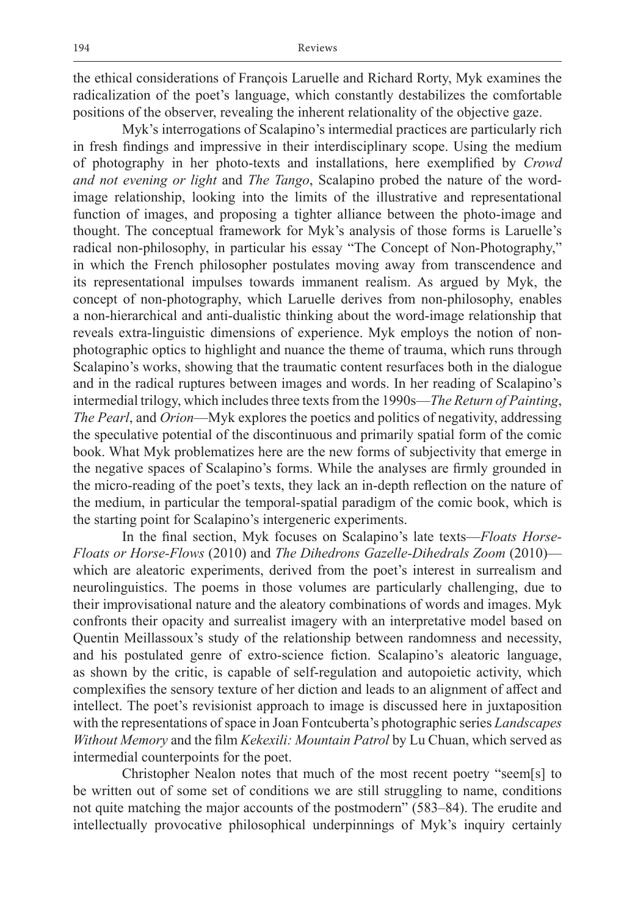the ethical considerations of François Laruelle and Richard Rorty, Myk examines the radicalization of the poet's language, which constantly destabilizes the comfortable positions of the observer, revealing the inherent relationality of the objective gaze.

Myk's interrogations of Scalapino's intermedial practices are particularly rich in fresh findings and impressive in their interdisciplinary scope. Using the medium of photography in her photo-texts and installations, here exemplified by *Crowd and not evening or light* and *The Tango*, Scalapino probed the nature of the word-image relationship, looking into the limits of the illustrative and representational function of images, and proposing a tighter alliance between the photo-image and thought. The conceptual framework for Myk's analysis of those forms is Laruelle's radical non-philosophy, in particular his essay "The Concept of Non-Photography," in which the French philosopher postulates moving away from transcendence and its representational impulses towards immanent realism. As argued by Myk, the concept of non-photography, which Laruelle derives from non-philosophy, enables a non-hierarchical and anti-dualistic thinking about the word-image relationship that reveals extra-linguistic dimensions of experience. Myk employs the notion of non-photographic optics to highlight and nuance the theme of trauma, which runs through Scalapino's works, showing that the traumatic content resurfaces both in the dialogue and in the radical ruptures between images and words. In her reading of Scalapino's intermedial trilogy, which includes three texts from the 1990s—*The Return of Painting*, *The Pearl*, and *Orion*—Myk explores the poetics and politics of negativity, addressing the speculative potential of the discontinuous and primarily spatial form of the comic book. What Myk problematizes here are the new forms of subjectivity that emerge in the negative spaces of Scalapino's forms. While the analyses are firmly grounded in the micro-reading of the poet's texts, they lack an in-depth reflection on the nature of the medium, in particular the temporal-spatial paradigm of the comic book, which is the starting point for Scalapino's intergeneric experiments.

In the final section, Myk focuses on Scalapino's late texts—*Floats Horse-Floats or Horse-Flows* (2010) and *The Dihedrons Gazelle-Dihedrals Zoom* (2010)—which are aleatoric experiments, derived from the poet's interest in surrealism and neurolinguistics. The poems in those volumes are particularly challenging, due to their improvisational nature and the aleatory combinations of words and images. Myk confronts their opacity and surrealist imagery with an interpretative model based on Quentin Meillassoux's study of the relationship between randomness and necessity, and his postulated genre of extro-science fiction. Scalapino's aleatoric language, as shown by the critic, is capable of self-regulation and autopoietic activity, which complexifies the sensory texture of her diction and leads to an alignment of affect and intellect. The poet's revisionist approach to image is discussed here in juxtaposition with the representations of space in Joan Fontcuberta's photographic series *Landscapes Without Memory* and the film *Kekexili: Mountain Patrol* by Lu Chuan, which served as intermedial counterpoints for the poet.

Christopher Nealon notes that much of the most recent poetry "seem[s] to be written out of some set of conditions we are still struggling to name, conditions not quite matching the major accounts of the postmodern" (583–84). The erudite and intellectually provocative philosophical underpinnings of Myk's inquiry certainly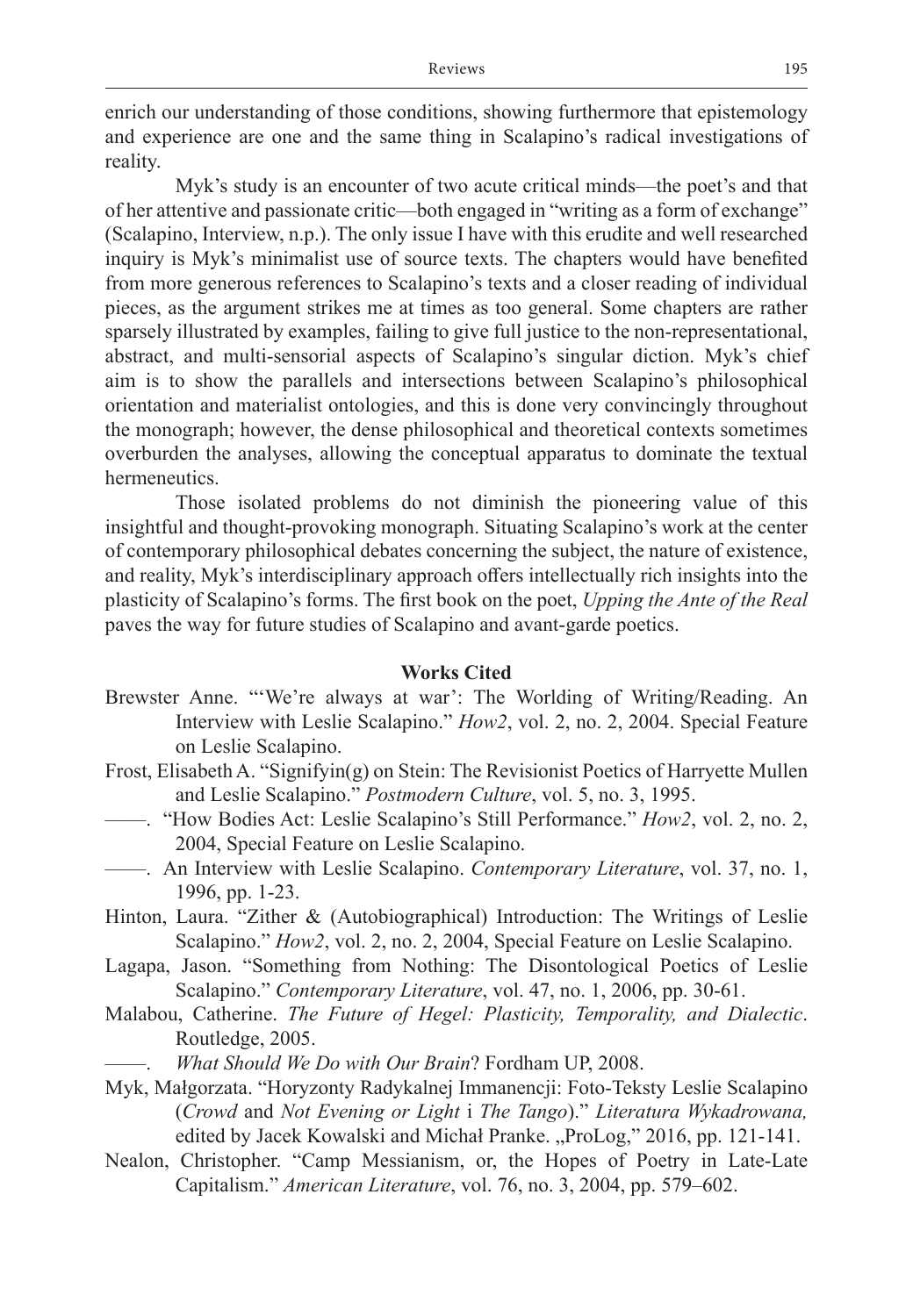enrich our understanding of those conditions, showing furthermore that epistemology and experience are one and the same thing in Scalapino's radical investigations of reality.

Myk's study is an encounter of two acute critical minds—the poet's and that of her attentive and passionate critic—both engaged in "writing as a form of exchange" (Scalapino, Interview, n.p.). The only issue I have with this erudite and well researched inquiry is Myk's minimalist use of source texts. The chapters would have benefited from more generous references to Scalapino's texts and a closer reading of individual pieces, as the argument strikes me at times as too general. Some chapters are rather sparsely illustrated by examples, failing to give full justice to the non-representational, abstract, and multi-sensorial aspects of Scalapino's singular diction. Myk's chief aim is to show the parallels and intersections between Scalapino's philosophical orientation and materialist ontologies, and this is done very convincingly throughout the monograph; however, the dense philosophical and theoretical contexts sometimes overburden the analyses, allowing the conceptual apparatus to dominate the textual hermeneutics.

Those isolated problems do not diminish the pioneering value of this insightful and thought-provoking monograph. Situating Scalapino's work at the center of contemporary philosophical debates concerning the subject, the nature of existence, and reality, Myk's interdisciplinary approach offers intellectually rich insights into the plasticity of Scalapino's forms. The first book on the poet, *Upping the Ante of the Real* paves the way for future studies of Scalapino and avant-garde poetics.

## Works Cited

Brewster Anne. "'We're always at war': The Worlding of Writing/Reading. An Interview with Leslie Scalapino." *How2*, vol. 2, no. 2, 2004. Special Feature on Leslie Scalapino.

Frost, Elisabeth A. "Signifyin(g) on Stein: The Revisionist Poetics of Harryette Mullen and Leslie Scalapino." *Postmodern Culture*, vol. 5, no. 3, 1995.

——. "How Bodies Act: Leslie Scalapino's Still Performance." *How2*, vol. 2, no. 2, 2004, Special Feature on Leslie Scalapino.

——. An Interview with Leslie Scalapino. *Contemporary Literature*, vol. 37, no. 1, 1996, pp. 1-23.

Hinton, Laura. "Zither & (Autobiographical) Introduction: The Writings of Leslie Scalapino." *How2*, vol. 2, no. 2, 2004, Special Feature on Leslie Scalapino.

Lagapa, Jason. "Something from Nothing: The Disontological Poetics of Leslie Scalapino." *Contemporary Literature*, vol. 47, no. 1, 2006, pp. 30-61.

Malabou, Catherine. *The Future of Hegel: Plasticity, Temporality, and Dialectic*. Routledge, 2005.

——. *What Should We Do with Our Brain*? Fordham UP, 2008.

Myk, Małgorzata. "Horyzonty Radykalnej Immanencji: Foto-Teksty Leslie Scalapino (*Crowd* and *Not Evening or Light* i *The Tango*)." *Literatura Wykadrowana,* edited by Jacek Kowalski and Michał Pranke. „ProLog," 2016, pp. 121-141.

Nealon, Christopher. "Camp Messianism, or, the Hopes of Poetry in Late-Late Capitalism." *American Literature*, vol. 76, no. 3, 2004, pp. 579–602.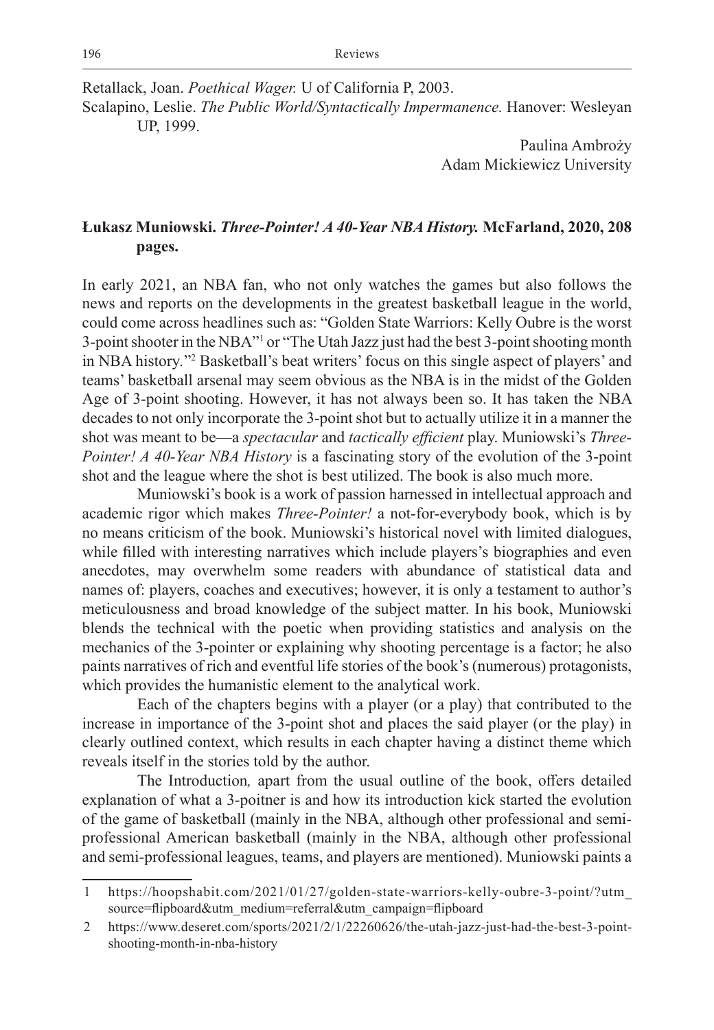Retallack, Joan. *Poethical Wager.* U of California P, 2003.

Scalapino, Leslie. *The Public World/Syntactically Impermanence.* Hanover: Wesleyan UP, 1999.

Paulina Ambroży
Adam Mickiewicz University

### Łukasz Muniowski. *Three-Pointer! A 40-Year NBA History.* McFarland, 2020, 208 pages.

In early 2021, an NBA fan, who not only watches the games but also follows the news and reports on the developments in the greatest basketball league in the world, could come across headlines such as: "Golden State Warriors: Kelly Oubre is the worst 3-point shooter in the NBA"[1] or "The Utah Jazz just had the best 3-point shooting month in NBA history."[2] Basketball's beat writers' focus on this single aspect of players' and teams' basketball arsenal may seem obvious as the NBA is in the midst of the Golden Age of 3-point shooting. However, it has not always been so. It has taken the NBA decades to not only incorporate the 3-point shot but to actually utilize it in a manner the shot was meant to be—a *spectacular* and *tactically efficient* play. Muniowski's *Three-Pointer! A 40-Year NBA History* is a fascinating story of the evolution of the 3-point shot and the league where the shot is best utilized. The book is also much more.

Muniowski's book is a work of passion harnessed in intellectual approach and academic rigor which makes *Three-Pointer!* a not-for-everybody book, which is by no means criticism of the book. Muniowski's historical novel with limited dialogues, while filled with interesting narratives which include players's biographies and even anecdotes, may overwhelm some readers with abundance of statistical data and names of: players, coaches and executives; however, it is only a testament to author's meticulousness and broad knowledge of the subject matter. In his book, Muniowski blends the technical with the poetic when providing statistics and analysis on the mechanics of the 3-pointer or explaining why shooting percentage is a factor; he also paints narratives of rich and eventful life stories of the book's (numerous) protagonists, which provides the humanistic element to the analytical work.

Each of the chapters begins with a player (or a play) that contributed to the increase in importance of the 3-point shot and places the said player (or the play) in clearly outlined context, which results in each chapter having a distinct theme which reveals itself in the stories told by the author.

The Introduction*,* apart from the usual outline of the book, offers detailed explanation of what a 3-poitner is and how its introduction kick started the evolution of the game of basketball (mainly in the NBA, although other professional and semi-professional American basketball (mainly in the NBA, although other professional and semi-professional leagues, teams, and players are mentioned). Muniowski paints a

---

1 https://hoopshabit.com/2021/01/27/golden-state-warriors-kelly-oubre-3-point/?utm_source=flipboard&utm_medium=referral&utm_campaign=flipboard

2 https://www.deseret.com/sports/2021/2/1/22260626/the-utah-jazz-just-had-the-best-3-point-shooting-month-in-nba-history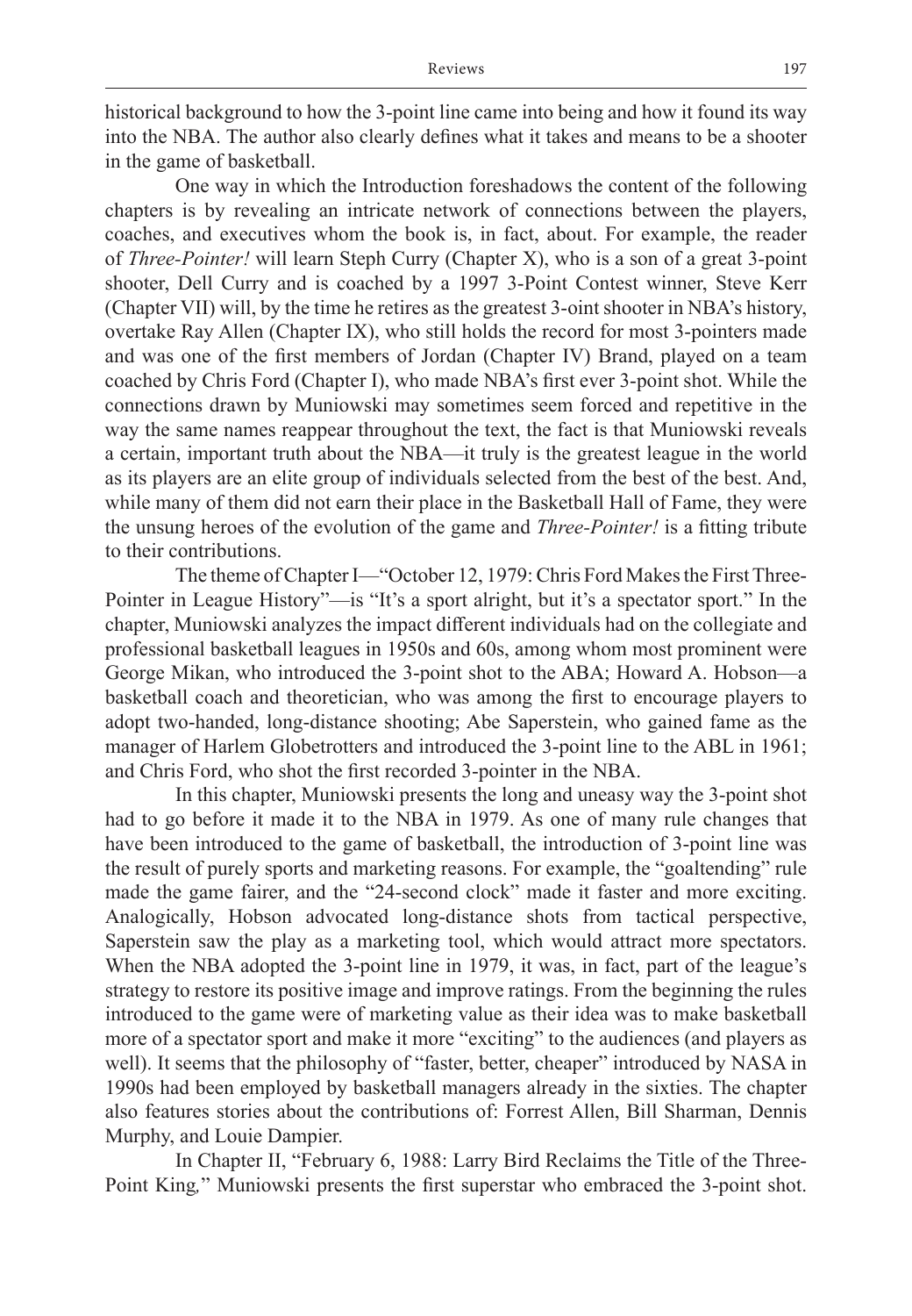historical background to how the 3-point line came into being and how it found its way into the NBA. The author also clearly defines what it takes and means to be a shooter in the game of basketball.

One way in which the Introduction foreshadows the content of the following chapters is by revealing an intricate network of connections between the players, coaches, and executives whom the book is, in fact, about. For example, the reader of *Three-Pointer!* will learn Steph Curry (Chapter X), who is a son of a great 3-point shooter, Dell Curry and is coached by a 1997 3-Point Contest winner, Steve Kerr (Chapter VII) will, by the time he retires as the greatest 3-oint shooter in NBA's history, overtake Ray Allen (Chapter IX), who still holds the record for most 3-pointers made and was one of the first members of Jordan (Chapter IV) Brand, played on a team coached by Chris Ford (Chapter I), who made NBA's first ever 3-point shot. While the connections drawn by Muniowski may sometimes seem forced and repetitive in the way the same names reappear throughout the text, the fact is that Muniowski reveals a certain, important truth about the NBA—it truly is the greatest league in the world as its players are an elite group of individuals selected from the best of the best. And, while many of them did not earn their place in the Basketball Hall of Fame, they were the unsung heroes of the evolution of the game and *Three-Pointer!* is a fitting tribute to their contributions.

The theme of Chapter I—"October 12, 1979: Chris Ford Makes the First Three-Pointer in League History"—is "It's a sport alright, but it's a spectator sport." In the chapter, Muniowski analyzes the impact different individuals had on the collegiate and professional basketball leagues in 1950s and 60s, among whom most prominent were George Mikan, who introduced the 3-point shot to the ABA; Howard A. Hobson—a basketball coach and theoretician, who was among the first to encourage players to adopt two-handed, long-distance shooting; Abe Saperstein, who gained fame as the manager of Harlem Globetrotters and introduced the 3-point line to the ABL in 1961; and Chris Ford, who shot the first recorded 3-pointer in the NBA.

In this chapter, Muniowski presents the long and uneasy way the 3-point shot had to go before it made it to the NBA in 1979. As one of many rule changes that have been introduced to the game of basketball, the introduction of 3-point line was the result of purely sports and marketing reasons. For example, the "goaltending" rule made the game fairer, and the "24-second clock" made it faster and more exciting. Analogically, Hobson advocated long-distance shots from tactical perspective, Saperstein saw the play as a marketing tool, which would attract more spectators. When the NBA adopted the 3-point line in 1979, it was, in fact, part of the league's strategy to restore its positive image and improve ratings. From the beginning the rules introduced to the game were of marketing value as their idea was to make basketball more of a spectator sport and make it more "exciting" to the audiences (and players as well). It seems that the philosophy of "faster, better, cheaper" introduced by NASA in 1990s had been employed by basketball managers already in the sixties. The chapter also features stories about the contributions of: Forrest Allen, Bill Sharman, Dennis Murphy, and Louie Dampier.

In Chapter II, "February 6, 1988: Larry Bird Reclaims the Title of the Three-Point King," Muniowski presents the first superstar who embraced the 3-point shot.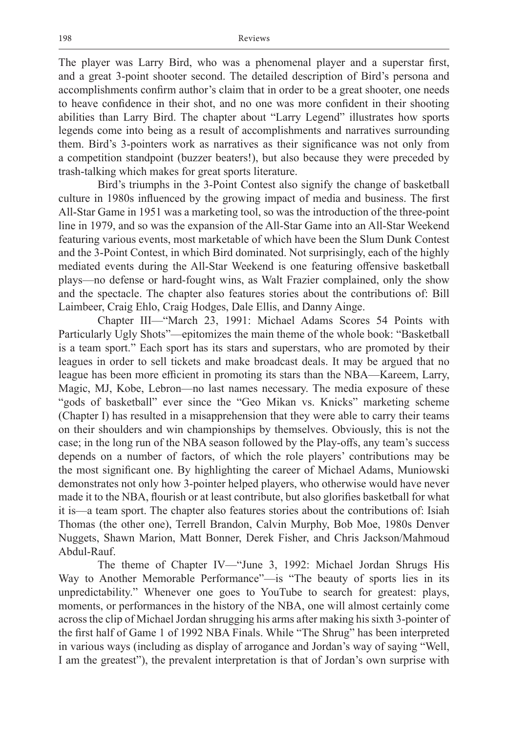The player was Larry Bird, who was a phenomenal player and a superstar first, and a great 3-point shooter second. The detailed description of Bird's persona and accomplishments confirm author's claim that in order to be a great shooter, one needs to heave confidence in their shot, and no one was more confident in their shooting abilities than Larry Bird. The chapter about "Larry Legend" illustrates how sports legends come into being as a result of accomplishments and narratives surrounding them. Bird's 3-pointers work as narratives as their significance was not only from a competition standpoint (buzzer beaters!), but also because they were preceded by trash-talking which makes for great sports literature.

Bird's triumphs in the 3-Point Contest also signify the change of basketball culture in 1980s influenced by the growing impact of media and business. The first All-Star Game in 1951 was a marketing tool, so was the introduction of the three-point line in 1979, and so was the expansion of the All-Star Game into an All-Star Weekend featuring various events, most marketable of which have been the Slum Dunk Contest and the 3-Point Contest, in which Bird dominated. Not surprisingly, each of the highly mediated events during the All-Star Weekend is one featuring offensive basketball plays—no defense or hard-fought wins, as Walt Frazier complained, only the show and the spectacle. The chapter also features stories about the contributions of: Bill Laimbeer, Craig Ehlo, Craig Hodges, Dale Ellis, and Danny Ainge.

Chapter III—"March 23, 1991: Michael Adams Scores 54 Points with Particularly Ugly Shots"—epitomizes the main theme of the whole book: "Basketball is a team sport." Each sport has its stars and superstars, who are promoted by their leagues in order to sell tickets and make broadcast deals. It may be argued that no league has been more efficient in promoting its stars than the NBA—Kareem, Larry, Magic, MJ, Kobe, Lebron—no last names necessary. The media exposure of these "gods of basketball" ever since the "Geo Mikan vs. Knicks" marketing scheme (Chapter I) has resulted in a misapprehension that they were able to carry their teams on their shoulders and win championships by themselves. Obviously, this is not the case; in the long run of the NBA season followed by the Play-offs, any team's success depends on a number of factors, of which the role players' contributions may be the most significant one. By highlighting the career of Michael Adams, Muniowski demonstrates not only how 3-pointer helped players, who otherwise would have never made it to the NBA, flourish or at least contribute, but also glorifies basketball for what it is—a team sport. The chapter also features stories about the contributions of: Isiah Thomas (the other one), Terrell Brandon, Calvin Murphy, Bob Moe, 1980s Denver Nuggets, Shawn Marion, Matt Bonner, Derek Fisher, and Chris Jackson/Mahmoud Abdul-Rauf.

The theme of Chapter IV—"June 3, 1992: Michael Jordan Shrugs His Way to Another Memorable Performance"—is "The beauty of sports lies in its unpredictability." Whenever one goes to YouTube to search for greatest: plays, moments, or performances in the history of the NBA, one will almost certainly come across the clip of Michael Jordan shrugging his arms after making his sixth 3-pointer of the first half of Game 1 of 1992 NBA Finals. While "The Shrug" has been interpreted in various ways (including as display of arrogance and Jordan's way of saying "Well, I am the greatest"), the prevalent interpretation is that of Jordan's own surprise with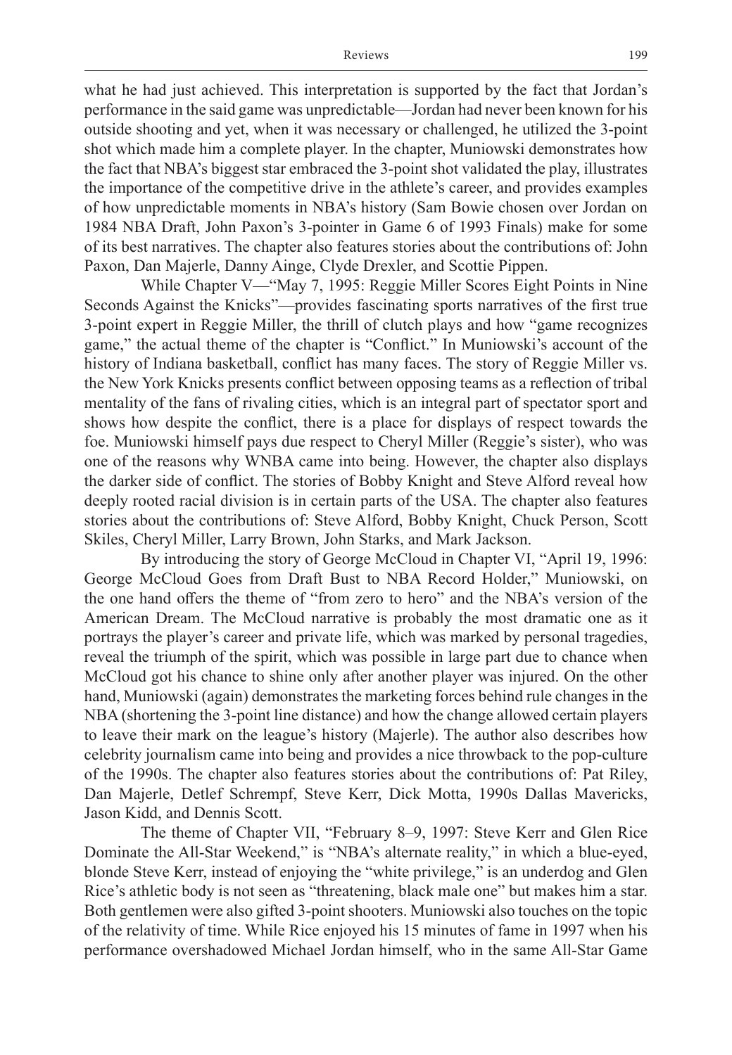what he had just achieved. This interpretation is supported by the fact that Jordan's performance in the said game was unpredictable—Jordan had never been known for his outside shooting and yet, when it was necessary or challenged, he utilized the 3-point shot which made him a complete player. In the chapter, Muniowski demonstrates how the fact that NBA's biggest star embraced the 3-point shot validated the play, illustrates the importance of the competitive drive in the athlete's career, and provides examples of how unpredictable moments in NBA's history (Sam Bowie chosen over Jordan on 1984 NBA Draft, John Paxon's 3-pointer in Game 6 of 1993 Finals) make for some of its best narratives. The chapter also features stories about the contributions of: John Paxon, Dan Majerle, Danny Ainge, Clyde Drexler, and Scottie Pippen.

While Chapter V—"May 7, 1995: Reggie Miller Scores Eight Points in Nine Seconds Against the Knicks"—provides fascinating sports narratives of the first true 3-point expert in Reggie Miller, the thrill of clutch plays and how "game recognizes game," the actual theme of the chapter is "Conflict." In Muniowski's account of the history of Indiana basketball, conflict has many faces. The story of Reggie Miller vs. the New York Knicks presents conflict between opposing teams as a reflection of tribal mentality of the fans of rivaling cities, which is an integral part of spectator sport and shows how despite the conflict, there is a place for displays of respect towards the foe. Muniowski himself pays due respect to Cheryl Miller (Reggie's sister), who was one of the reasons why WNBA came into being. However, the chapter also displays the darker side of conflict. The stories of Bobby Knight and Steve Alford reveal how deeply rooted racial division is in certain parts of the USA. The chapter also features stories about the contributions of: Steve Alford, Bobby Knight, Chuck Person, Scott Skiles, Cheryl Miller, Larry Brown, John Starks, and Mark Jackson.

By introducing the story of George McCloud in Chapter VI, "April 19, 1996: George McCloud Goes from Draft Bust to NBA Record Holder," Muniowski, on the one hand offers the theme of "from zero to hero" and the NBA's version of the American Dream. The McCloud narrative is probably the most dramatic one as it portrays the player's career and private life, which was marked by personal tragedies, reveal the triumph of the spirit, which was possible in large part due to chance when McCloud got his chance to shine only after another player was injured. On the other hand, Muniowski (again) demonstrates the marketing forces behind rule changes in the NBA (shortening the 3-point line distance) and how the change allowed certain players to leave their mark on the league's history (Majerle). The author also describes how celebrity journalism came into being and provides a nice throwback to the pop-culture of the 1990s. The chapter also features stories about the contributions of: Pat Riley, Dan Majerle, Detlef Schrempf, Steve Kerr, Dick Motta, 1990s Dallas Mavericks, Jason Kidd, and Dennis Scott.

The theme of Chapter VII, "February 8–9, 1997: Steve Kerr and Glen Rice Dominate the All-Star Weekend," is "NBA's alternate reality," in which a blue-eyed, blonde Steve Kerr, instead of enjoying the "white privilege," is an underdog and Glen Rice's athletic body is not seen as "threatening, black male one" but makes him a star. Both gentlemen were also gifted 3-point shooters. Muniowski also touches on the topic of the relativity of time. While Rice enjoyed his 15 minutes of fame in 1997 when his performance overshadowed Michael Jordan himself, who in the same All-Star Game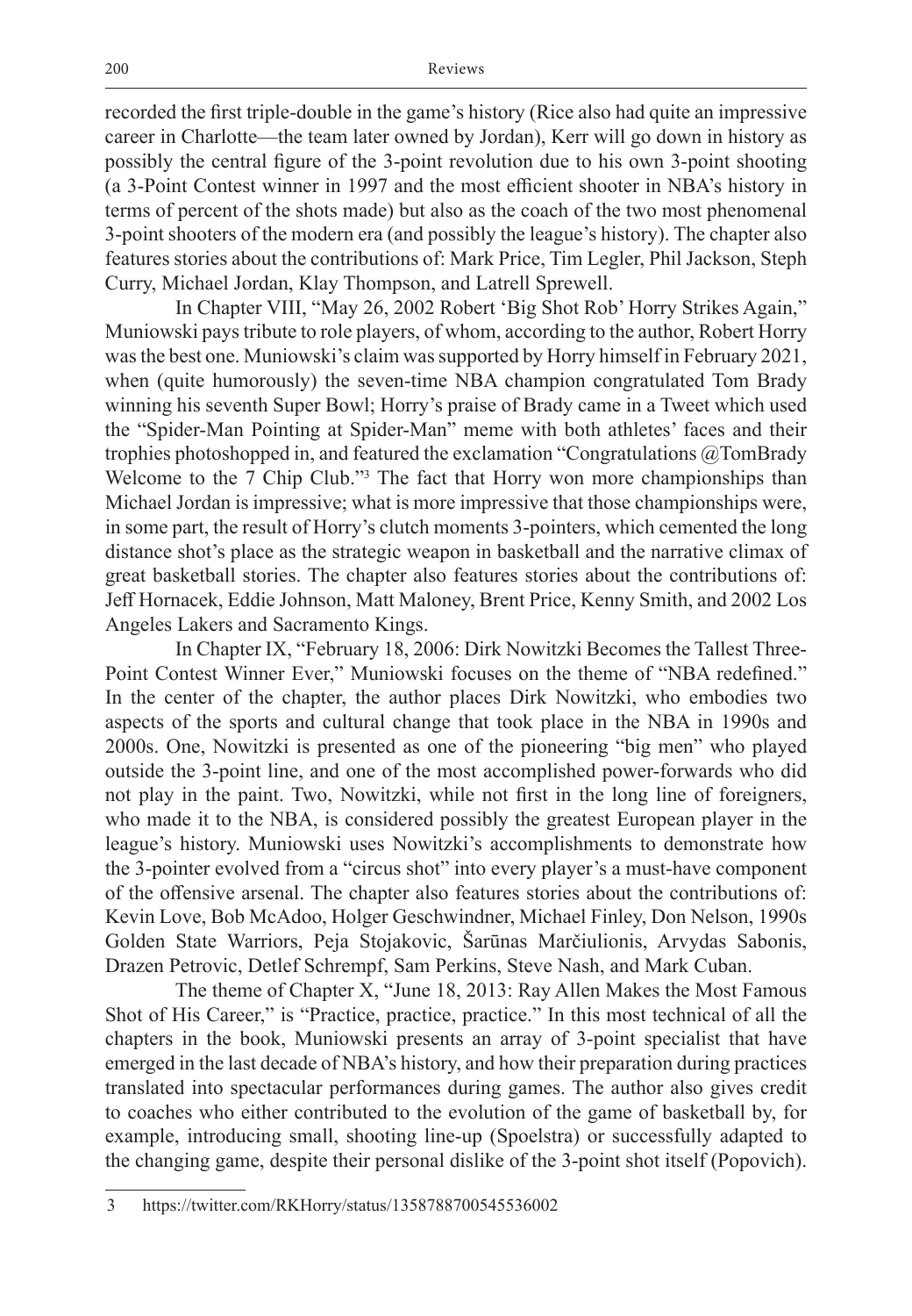recorded the first triple-double in the game's history (Rice also had quite an impressive career in Charlotte—the team later owned by Jordan), Kerr will go down in history as possibly the central figure of the 3-point revolution due to his own 3-point shooting (a 3-Point Contest winner in 1997 and the most efficient shooter in NBA's history in terms of percent of the shots made) but also as the coach of the two most phenomenal 3-point shooters of the modern era (and possibly the league's history). The chapter also features stories about the contributions of: Mark Price, Tim Legler, Phil Jackson, Steph Curry, Michael Jordan, Klay Thompson, and Latrell Sprewell.

In Chapter VIII, "May 26, 2002 Robert 'Big Shot Rob' Horry Strikes Again," Muniowski pays tribute to role players, of whom, according to the author, Robert Horry was the best one. Muniowski's claim was supported by Horry himself in February 2021, when (quite humorously) the seven-time NBA champion congratulated Tom Brady winning his seventh Super Bowl; Horry's praise of Brady came in a Tweet which used the "Spider-Man Pointing at Spider-Man" meme with both athletes' faces and their trophies photoshopped in, and featured the exclamation "Congratulations @TomBrady Welcome to the 7 Chip Club."[3] The fact that Horry won more championships than Michael Jordan is impressive; what is more impressive that those championships were, in some part, the result of Horry's clutch moments 3-pointers, which cemented the long distance shot's place as the strategic weapon in basketball and the narrative climax of great basketball stories. The chapter also features stories about the contributions of: Jeff Hornacek, Eddie Johnson, Matt Maloney, Brent Price, Kenny Smith, and 2002 Los Angeles Lakers and Sacramento Kings.

In Chapter IX, "February 18, 2006: Dirk Nowitzki Becomes the Tallest Three-Point Contest Winner Ever," Muniowski focuses on the theme of "NBA redefined." In the center of the chapter, the author places Dirk Nowitzki, who embodies two aspects of the sports and cultural change that took place in the NBA in 1990s and 2000s. One, Nowitzki is presented as one of the pioneering "big men" who played outside the 3-point line, and one of the most accomplished power-forwards who did not play in the paint. Two, Nowitzki, while not first in the long line of foreigners, who made it to the NBA, is considered possibly the greatest European player in the league's history. Muniowski uses Nowitzki's accomplishments to demonstrate how the 3-pointer evolved from a "circus shot" into every player's a must-have component of the offensive arsenal. The chapter also features stories about the contributions of: Kevin Love, Bob McAdoo, Holger Geschwindner, Michael Finley, Don Nelson, 1990s Golden State Warriors, Peja Stojakovic, Šarūnas Marčiulionis, Arvydas Sabonis, Drazen Petrovic, Detlef Schrempf, Sam Perkins, Steve Nash, and Mark Cuban.

The theme of Chapter X, "June 18, 2013: Ray Allen Makes the Most Famous Shot of His Career," is "Practice, practice, practice." In this most technical of all the chapters in the book, Muniowski presents an array of 3-point specialist that have emerged in the last decade of NBA's history, and how their preparation during practices translated into spectacular performances during games. The author also gives credit to coaches who either contributed to the evolution of the game of basketball by, for example, introducing small, shooting line-up (Spoelstra) or successfully adapted to the changing game, despite their personal dislike of the 3-point shot itself (Popovich).

---

3 https://twitter.com/RKHorry/status/1358788700545536002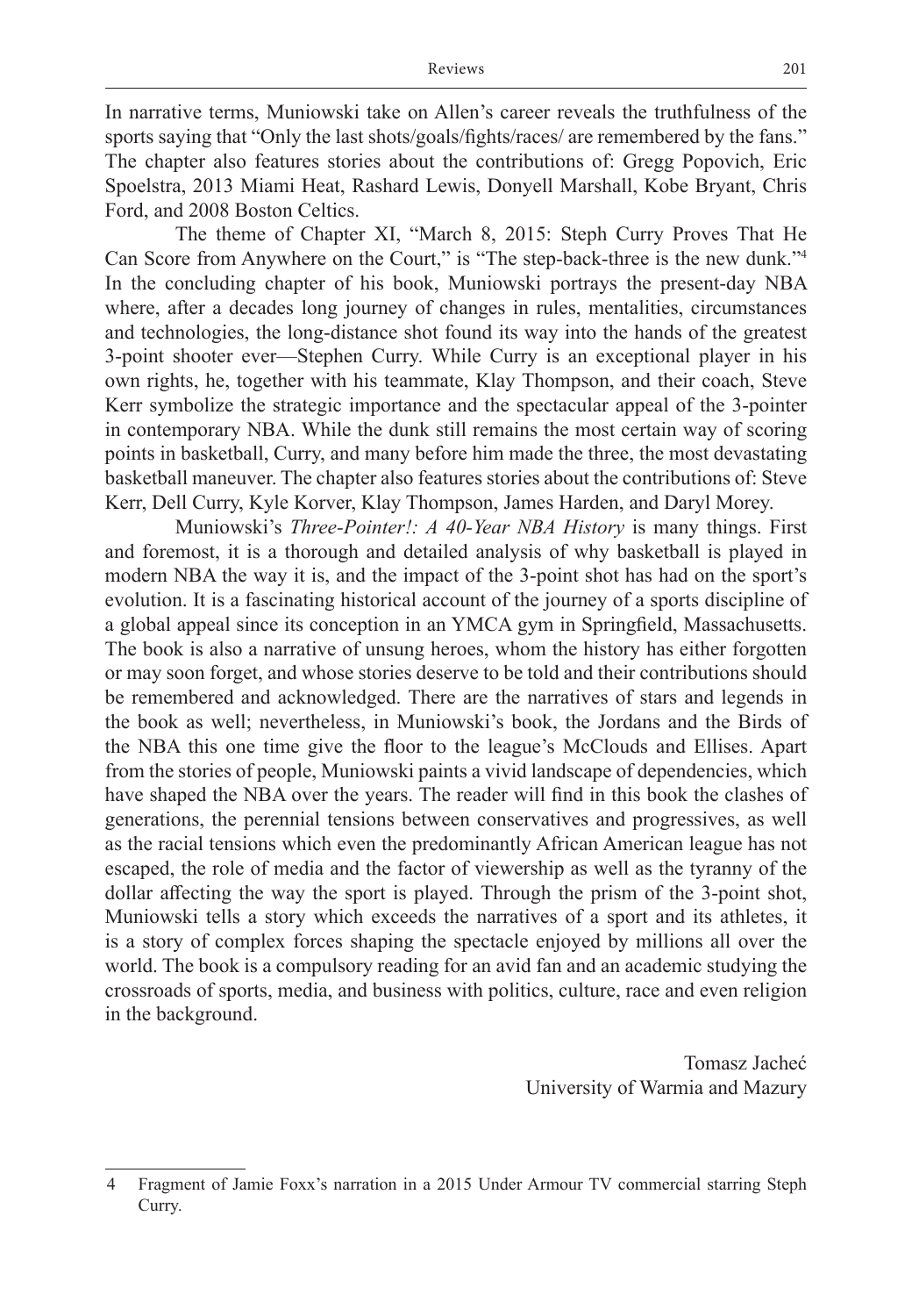In narrative terms, Muniowski take on Allen's career reveals the truthfulness of the sports saying that "Only the last shots/goals/fights/races/ are remembered by the fans." The chapter also features stories about the contributions of: Gregg Popovich, Eric Spoelstra, 2013 Miami Heat, Rashard Lewis, Donyell Marshall, Kobe Bryant, Chris Ford, and 2008 Boston Celtics.

The theme of Chapter XI, "March 8, 2015: Steph Curry Proves That He Can Score from Anywhere on the Court," is "The step-back-three is the new dunk."[4] In the concluding chapter of his book, Muniowski portrays the present-day NBA where, after a decades long journey of changes in rules, mentalities, circumstances and technologies, the long-distance shot found its way into the hands of the greatest 3-point shooter ever—Stephen Curry. While Curry is an exceptional player in his own rights, he, together with his teammate, Klay Thompson, and their coach, Steve Kerr symbolize the strategic importance and the spectacular appeal of the 3-pointer in contemporary NBA. While the dunk still remains the most certain way of scoring points in basketball, Curry, and many before him made the three, the most devastating basketball maneuver. The chapter also features stories about the contributions of: Steve Kerr, Dell Curry, Kyle Korver, Klay Thompson, James Harden, and Daryl Morey.

Muniowski's *Three-Pointer!: A 40-Year NBA History* is many things. First and foremost, it is a thorough and detailed analysis of why basketball is played in modern NBA the way it is, and the impact of the 3-point shot has had on the sport's evolution. It is a fascinating historical account of the journey of a sports discipline of a global appeal since its conception in an YMCA gym in Springfield, Massachusetts. The book is also a narrative of unsung heroes, whom the history has either forgotten or may soon forget, and whose stories deserve to be told and their contributions should be remembered and acknowledged. There are the narratives of stars and legends in the book as well; nevertheless, in Muniowski's book, the Jordans and the Birds of the NBA this one time give the floor to the league's McClouds and Ellises. Apart from the stories of people, Muniowski paints a vivid landscape of dependencies, which have shaped the NBA over the years. The reader will find in this book the clashes of generations, the perennial tensions between conservatives and progressives, as well as the racial tensions which even the predominantly African American league has not escaped, the role of media and the factor of viewership as well as the tyranny of the dollar affecting the way the sport is played. Through the prism of the 3-point shot, Muniowski tells a story which exceeds the narratives of a sport and its athletes, it is a story of complex forces shaping the spectacle enjoyed by millions all over the world. The book is a compulsory reading for an avid fan and an academic studying the crossroads of sports, media, and business with politics, culture, race and even religion in the background.

Tomasz Jacheć
University of Warmia and Mazury

---

[4] Fragment of Jamie Foxx's narration in a 2015 Under Armour TV commercial starring Steph Curry.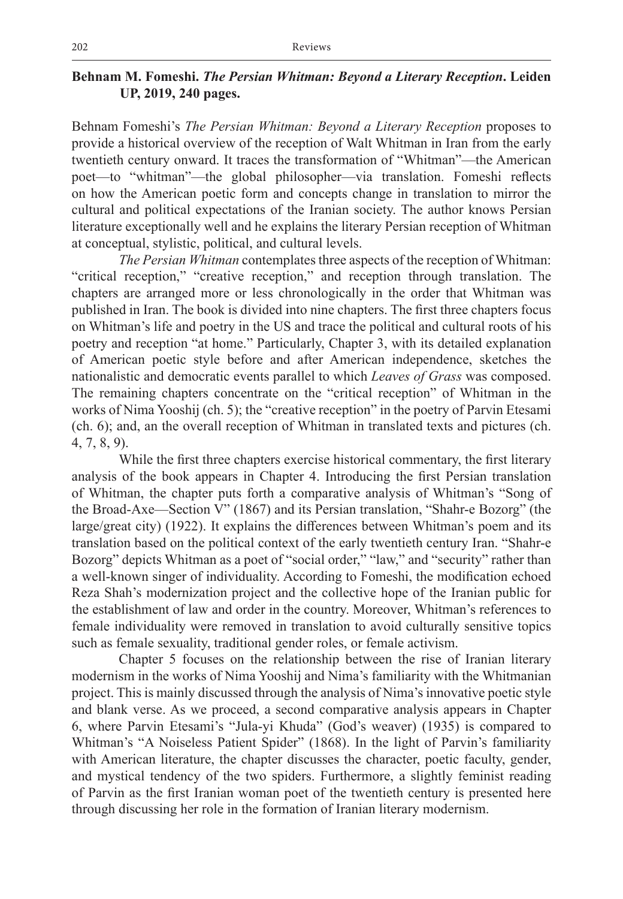**Behnam M. Fomeshi. *The Persian Whitman: Beyond a Literary Reception*. Leiden UP, 2019, 240 pages.**

Behnam Fomeshi's *The Persian Whitman: Beyond a Literary Reception* proposes to provide a historical overview of the reception of Walt Whitman in Iran from the early twentieth century onward. It traces the transformation of "Whitman"—the American poet—to "whitman"—the global philosopher—via translation. Fomeshi reflects on how the American poetic form and concepts change in translation to mirror the cultural and political expectations of the Iranian society. The author knows Persian literature exceptionally well and he explains the literary Persian reception of Whitman at conceptual, stylistic, political, and cultural levels.

*The Persian Whitman* contemplates three aspects of the reception of Whitman: "critical reception," "creative reception," and reception through translation. The chapters are arranged more or less chronologically in the order that Whitman was published in Iran. The book is divided into nine chapters. The first three chapters focus on Whitman's life and poetry in the US and trace the political and cultural roots of his poetry and reception "at home." Particularly, Chapter 3, with its detailed explanation of American poetic style before and after American independence, sketches the nationalistic and democratic events parallel to which *Leaves of Grass* was composed. The remaining chapters concentrate on the "critical reception" of Whitman in the works of Nima Yooshij (ch. 5); the "creative reception" in the poetry of Parvin Etesami (ch. 6); and, an the overall reception of Whitman in translated texts and pictures (ch. 4, 7, 8, 9).

While the first three chapters exercise historical commentary, the first literary analysis of the book appears in Chapter 4. Introducing the first Persian translation of Whitman, the chapter puts forth a comparative analysis of Whitman's "Song of the Broad-Axe—Section V" (1867) and its Persian translation, "Shahr-e Bozorg" (the large/great city) (1922). It explains the differences between Whitman's poem and its translation based on the political context of the early twentieth century Iran. "Shahr-e Bozorg" depicts Whitman as a poet of "social order," "law," and "security" rather than a well-known singer of individuality. According to Fomeshi, the modification echoed Reza Shah's modernization project and the collective hope of the Iranian public for the establishment of law and order in the country. Moreover, Whitman's references to female individuality were removed in translation to avoid culturally sensitive topics such as female sexuality, traditional gender roles, or female activism.

Chapter 5 focuses on the relationship between the rise of Iranian literary modernism in the works of Nima Yooshij and Nima's familiarity with the Whitmanian project. This is mainly discussed through the analysis of Nima's innovative poetic style and blank verse. As we proceed, a second comparative analysis appears in Chapter 6, where Parvin Etesami's "Jula-yi Khuda" (God's weaver) (1935) is compared to Whitman's "A Noiseless Patient Spider" (1868). In the light of Parvin's familiarity with American literature, the chapter discusses the character, poetic faculty, gender, and mystical tendency of the two spiders. Furthermore, a slightly feminist reading of Parvin as the first Iranian woman poet of the twentieth century is presented here through discussing her role in the formation of Iranian literary modernism.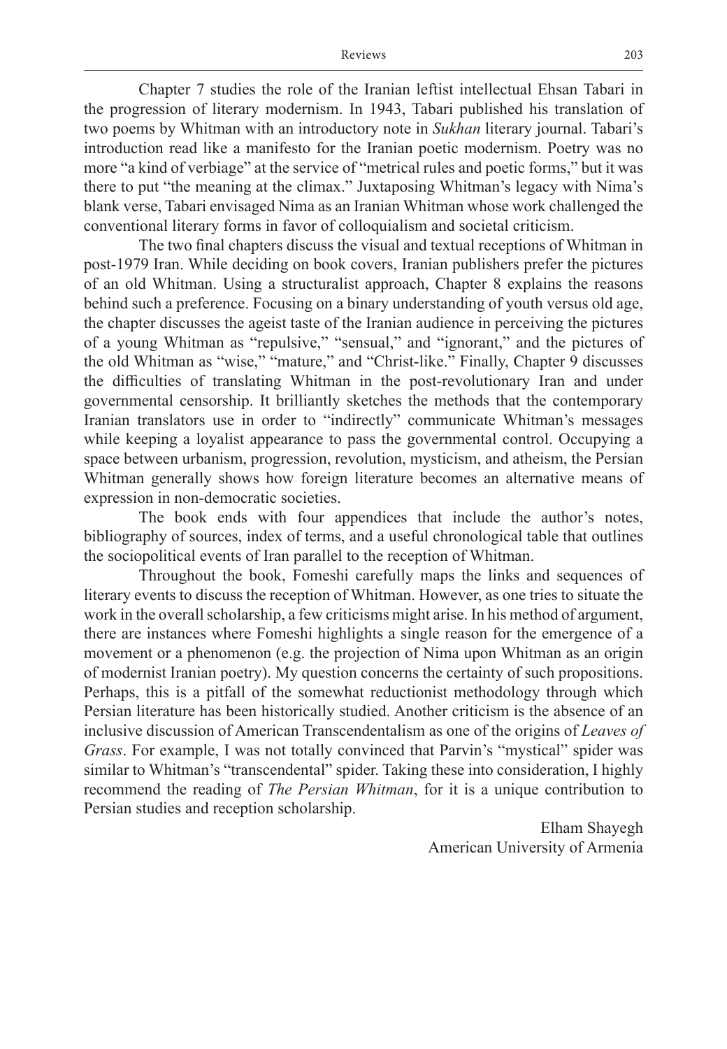Chapter 7 studies the role of the Iranian leftist intellectual Ehsan Tabari in the progression of literary modernism. In 1943, Tabari published his translation of two poems by Whitman with an introductory note in *Sukhan* literary journal. Tabari's introduction read like a manifesto for the Iranian poetic modernism. Poetry was no more "a kind of verbiage" at the service of "metrical rules and poetic forms," but it was there to put "the meaning at the climax." Juxtaposing Whitman's legacy with Nima's blank verse, Tabari envisaged Nima as an Iranian Whitman whose work challenged the conventional literary forms in favor of colloquialism and societal criticism.

The two final chapters discuss the visual and textual receptions of Whitman in post-1979 Iran. While deciding on book covers, Iranian publishers prefer the pictures of an old Whitman. Using a structuralist approach, Chapter 8 explains the reasons behind such a preference. Focusing on a binary understanding of youth versus old age, the chapter discusses the ageist taste of the Iranian audience in perceiving the pictures of a young Whitman as "repulsive," "sensual," and "ignorant," and the pictures of the old Whitman as "wise," "mature," and "Christ-like." Finally, Chapter 9 discusses the difficulties of translating Whitman in the post-revolutionary Iran and under governmental censorship. It brilliantly sketches the methods that the contemporary Iranian translators use in order to "indirectly" communicate Whitman's messages while keeping a loyalist appearance to pass the governmental control. Occupying a space between urbanism, progression, revolution, mysticism, and atheism, the Persian Whitman generally shows how foreign literature becomes an alternative means of expression in non-democratic societies.

The book ends with four appendices that include the author's notes, bibliography of sources, index of terms, and a useful chronological table that outlines the sociopolitical events of Iran parallel to the reception of Whitman.

Throughout the book, Fomeshi carefully maps the links and sequences of literary events to discuss the reception of Whitman. However, as one tries to situate the work in the overall scholarship, a few criticisms might arise. In his method of argument, there are instances where Fomeshi highlights a single reason for the emergence of a movement or a phenomenon (e.g. the projection of Nima upon Whitman as an origin of modernist Iranian poetry). My question concerns the certainty of such propositions. Perhaps, this is a pitfall of the somewhat reductionist methodology through which Persian literature has been historically studied. Another criticism is the absence of an inclusive discussion of American Transcendentalism as one of the origins of *Leaves of Grass*. For example, I was not totally convinced that Parvin's "mystical" spider was similar to Whitman's "transcendental" spider. Taking these into consideration, I highly recommend the reading of *The Persian Whitman*, for it is a unique contribution to Persian studies and reception scholarship.

Elham Shayegh
American University of Armenia